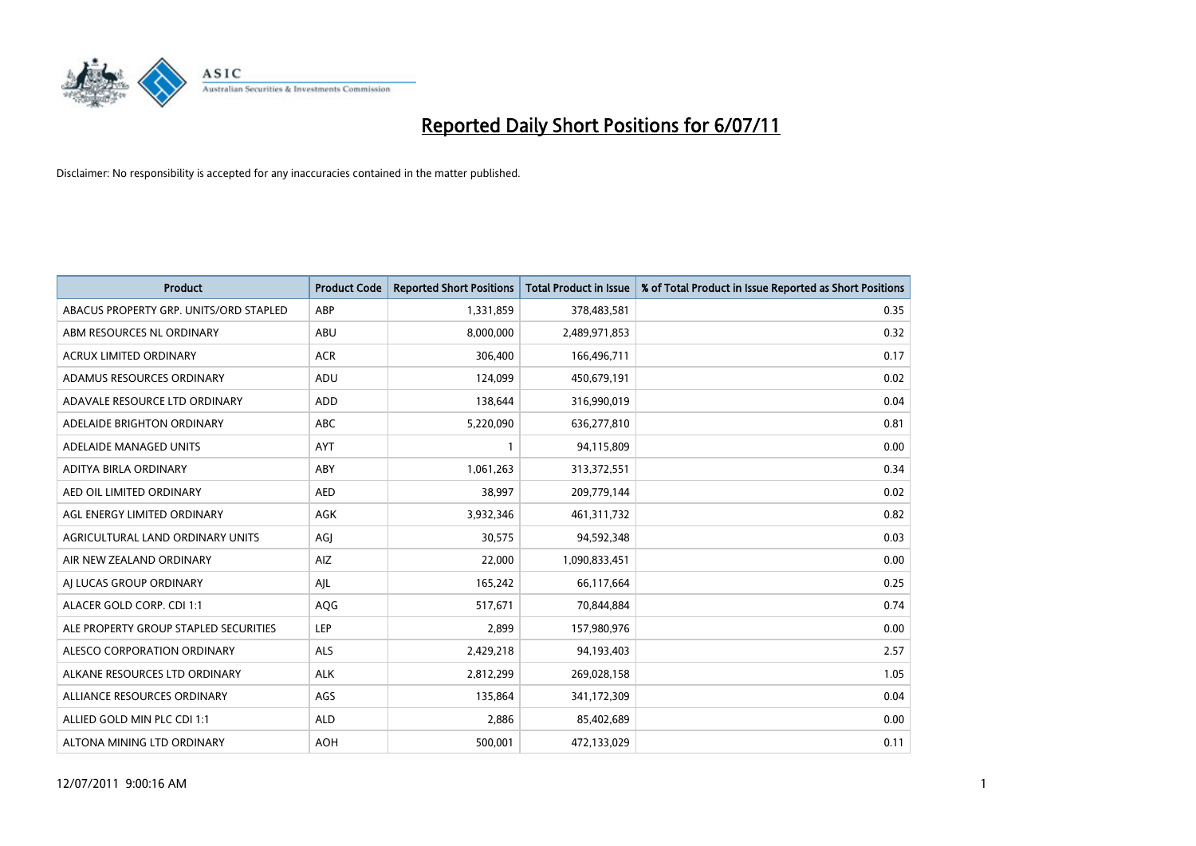# Reported Daily Short Positions for 6/07/11

Disclaimer: No responsibility is accepted for any inaccuracies contained in the matter published.

| Product | Product Code | Reported Short Positions | Total Product in Issue | % of Total Product in Issue Reported as Short Positions |
|---|---|---|---|---|
| ABACUS PROPERTY GRP. UNITS/ORD STAPLED | ABP | 1,331,859 | 378,483,581 | 0.35 |
| ABM RESOURCES NL ORDINARY | ABU | 8,000,000 | 2,489,971,853 | 0.32 |
| ACRUX LIMITED ORDINARY | ACR | 306,400 | 166,496,711 | 0.17 |
| ADAMUS RESOURCES ORDINARY | ADU | 124,099 | 450,679,191 | 0.02 |
| ADAVALE RESOURCE LTD ORDINARY | ADD | 138,644 | 316,990,019 | 0.04 |
| ADELAIDE BRIGHTON ORDINARY | ABC | 5,220,090 | 636,277,810 | 0.81 |
| ADELAIDE MANAGED UNITS | AYT | 1 | 94,115,809 | 0.00 |
| ADITYA BIRLA ORDINARY | ABY | 1,061,263 | 313,372,551 | 0.34 |
| AED OIL LIMITED ORDINARY | AED | 38,997 | 209,779,144 | 0.02 |
| AGL ENERGY LIMITED ORDINARY | AGK | 3,932,346 | 461,311,732 | 0.82 |
| AGRICULTURAL LAND ORDINARY UNITS | AGJ | 30,575 | 94,592,348 | 0.03 |
| AIR NEW ZEALAND ORDINARY | AIZ | 22,000 | 1,090,833,451 | 0.00 |
| AJ LUCAS GROUP ORDINARY | AJL | 165,242 | 66,117,664 | 0.25 |
| ALACER GOLD CORP. CDI 1:1 | AQG | 517,671 | 70,844,884 | 0.74 |
| ALE PROPERTY GROUP STAPLED SECURITIES | LEP | 2,899 | 157,980,976 | 0.00 |
| ALESCO CORPORATION ORDINARY | ALS | 2,429,218 | 94,193,403 | 2.57 |
| ALKANE RESOURCES LTD ORDINARY | ALK | 2,812,299 | 269,028,158 | 1.05 |
| ALLIANCE RESOURCES ORDINARY | AGS | 135,864 | 341,172,309 | 0.04 |
| ALLIED GOLD MIN PLC CDI 1:1 | ALD | 2,886 | 85,402,689 | 0.00 |
| ALTONA MINING LTD ORDINARY | AOH | 500,001 | 472,133,029 | 0.11 |

12/07/2011 9:00:16 AM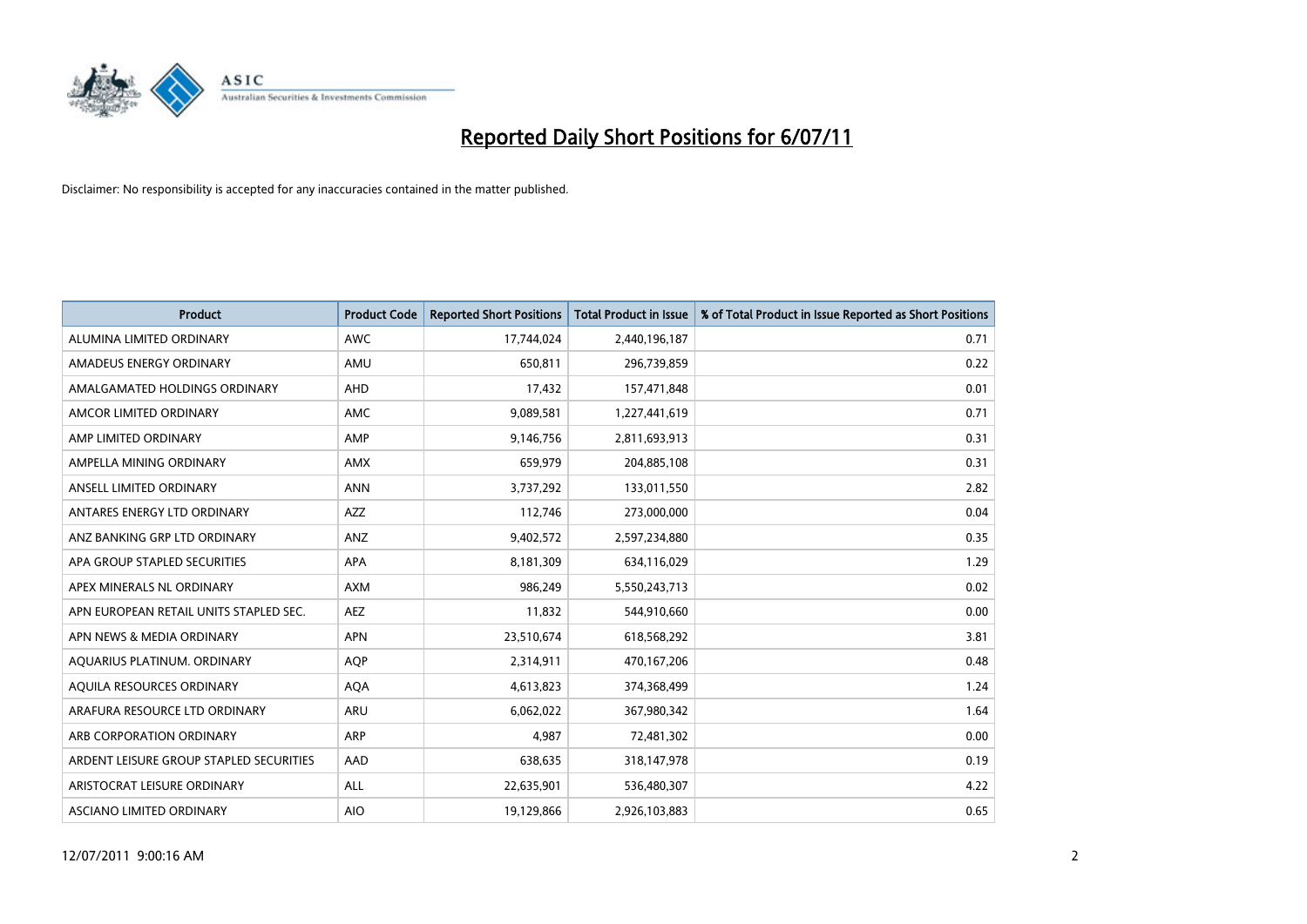# Reported Daily Short Positions for 6/07/11

Disclaimer: No responsibility is accepted for any inaccuracies contained in the matter published.

| Product | Product Code | Reported Short Positions | Total Product in Issue | % of Total Product in Issue Reported as Short Positions |
|---|---|---|---|---|
| ALUMINA LIMITED ORDINARY | AWC | 17,744,024 | 2,440,196,187 | 0.71 |
| AMADEUS ENERGY ORDINARY | AMU | 650,811 | 296,739,859 | 0.22 |
| AMALGAMATED HOLDINGS ORDINARY | AHD | 17,432 | 157,471,848 | 0.01 |
| AMCOR LIMITED ORDINARY | AMC | 9,089,581 | 1,227,441,619 | 0.71 |
| AMP LIMITED ORDINARY | AMP | 9,146,756 | 2,811,693,913 | 0.31 |
| AMPELLA MINING ORDINARY | AMX | 659,979 | 204,885,108 | 0.31 |
| ANSELL LIMITED ORDINARY | ANN | 3,737,292 | 133,011,550 | 2.82 |
| ANTARES ENERGY LTD ORDINARY | AZZ | 112,746 | 273,000,000 | 0.04 |
| ANZ BANKING GRP LTD ORDINARY | ANZ | 9,402,572 | 2,597,234,880 | 0.35 |
| APA GROUP STAPLED SECURITIES | APA | 8,181,309 | 634,116,029 | 1.29 |
| APEX MINERALS NL ORDINARY | AXM | 986,249 | 5,550,243,713 | 0.02 |
| APN EUROPEAN RETAIL UNITS STAPLED SEC. | AEZ | 11,832 | 544,910,660 | 0.00 |
| APN NEWS & MEDIA ORDINARY | APN | 23,510,674 | 618,568,292 | 3.81 |
| AQUARIUS PLATINUM. ORDINARY | AQP | 2,314,911 | 470,167,206 | 0.48 |
| AQUILA RESOURCES ORDINARY | AQA | 4,613,823 | 374,368,499 | 1.24 |
| ARAFURA RESOURCE LTD ORDINARY | ARU | 6,062,022 | 367,980,342 | 1.64 |
| ARB CORPORATION ORDINARY | ARP | 4,987 | 72,481,302 | 0.00 |
| ARDENT LEISURE GROUP STAPLED SECURITIES | AAD | 638,635 | 318,147,978 | 0.19 |
| ARISTOCRAT LEISURE ORDINARY | ALL | 22,635,901 | 536,480,307 | 4.22 |
| ASCIANO LIMITED ORDINARY | AIO | 19,129,866 | 2,926,103,883 | 0.65 |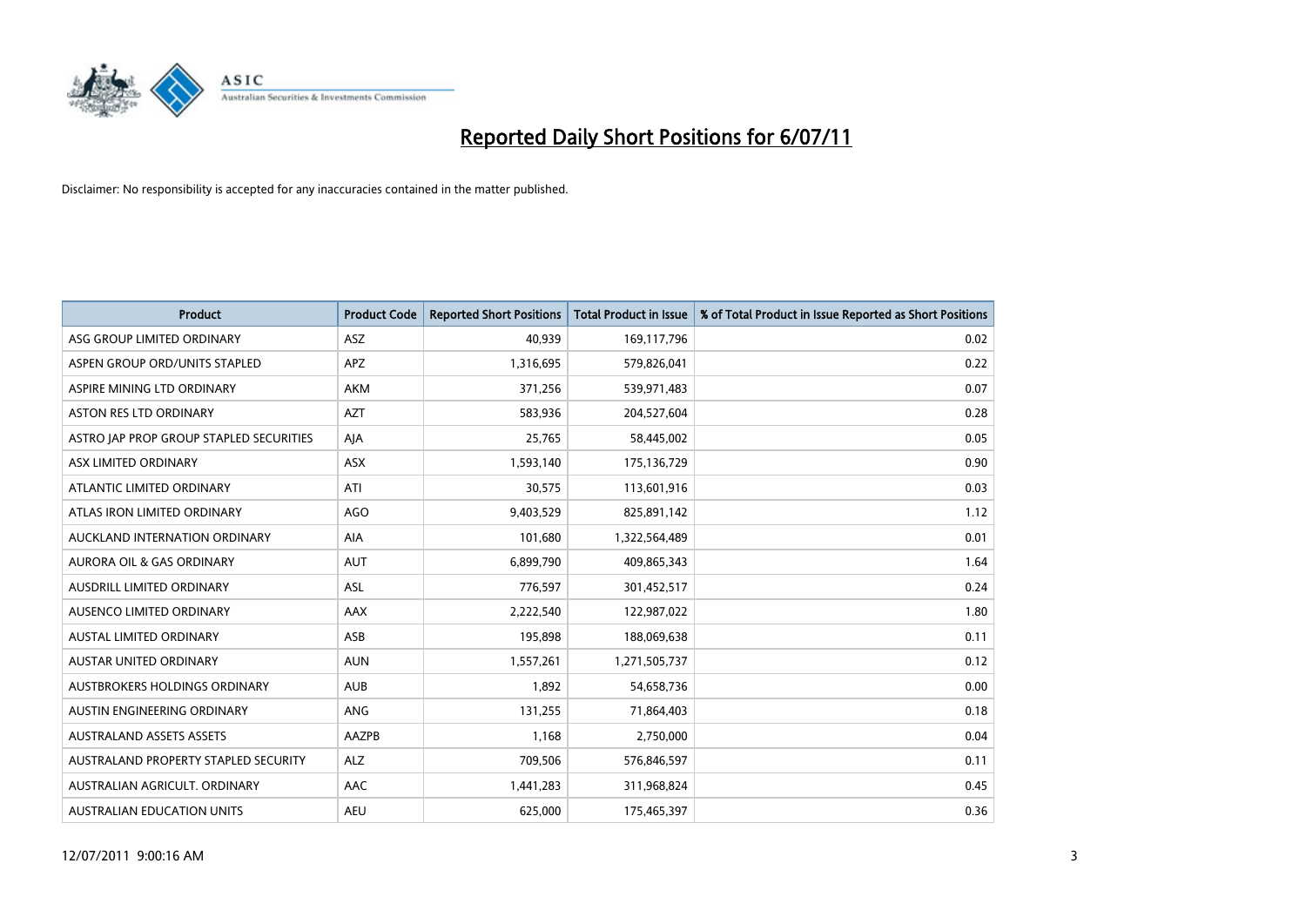# Reported Daily Short Positions for 6/07/11

Disclaimer: No responsibility is accepted for any inaccuracies contained in the matter published.

| Product | Product Code | Reported Short Positions | Total Product in Issue | % of Total Product in Issue Reported as Short Positions |
|---|---|---|---|---|
| ASG GROUP LIMITED ORDINARY | ASZ | 40,939 | 169,117,796 | 0.02 |
| ASPEN GROUP ORD/UNITS STAPLED | APZ | 1,316,695 | 579,826,041 | 0.22 |
| ASPIRE MINING LTD ORDINARY | AKM | 371,256 | 539,971,483 | 0.07 |
| ASTON RES LTD ORDINARY | AZT | 583,936 | 204,527,604 | 0.28 |
| ASTRO JAP PROP GROUP STAPLED SECURITIES | AJA | 25,765 | 58,445,002 | 0.05 |
| ASX LIMITED ORDINARY | ASX | 1,593,140 | 175,136,729 | 0.90 |
| ATLANTIC LIMITED ORDINARY | ATI | 30,575 | 113,601,916 | 0.03 |
| ATLAS IRON LIMITED ORDINARY | AGO | 9,403,529 | 825,891,142 | 1.12 |
| AUCKLAND INTERNATION ORDINARY | AIA | 101,680 | 1,322,564,489 | 0.01 |
| AURORA OIL & GAS ORDINARY | AUT | 6,899,790 | 409,865,343 | 1.64 |
| AUSDRILL LIMITED ORDINARY | ASL | 776,597 | 301,452,517 | 0.24 |
| AUSENCO LIMITED ORDINARY | AAX | 2,222,540 | 122,987,022 | 1.80 |
| AUSTAL LIMITED ORDINARY | ASB | 195,898 | 188,069,638 | 0.11 |
| AUSTAR UNITED ORDINARY | AUN | 1,557,261 | 1,271,505,737 | 0.12 |
| AUSTBROKERS HOLDINGS ORDINARY | AUB | 1,892 | 54,658,736 | 0.00 |
| AUSTIN ENGINEERING ORDINARY | ANG | 131,255 | 71,864,403 | 0.18 |
| AUSTRALAND ASSETS ASSETS | AAZPB | 1,168 | 2,750,000 | 0.04 |
| AUSTRALAND PROPERTY STAPLED SECURITY | ALZ | 709,506 | 576,846,597 | 0.11 |
| AUSTRALIAN AGRICULT. ORDINARY | AAC | 1,441,283 | 311,968,824 | 0.45 |
| AUSTRALIAN EDUCATION UNITS | AEU | 625,000 | 175,465,397 | 0.36 |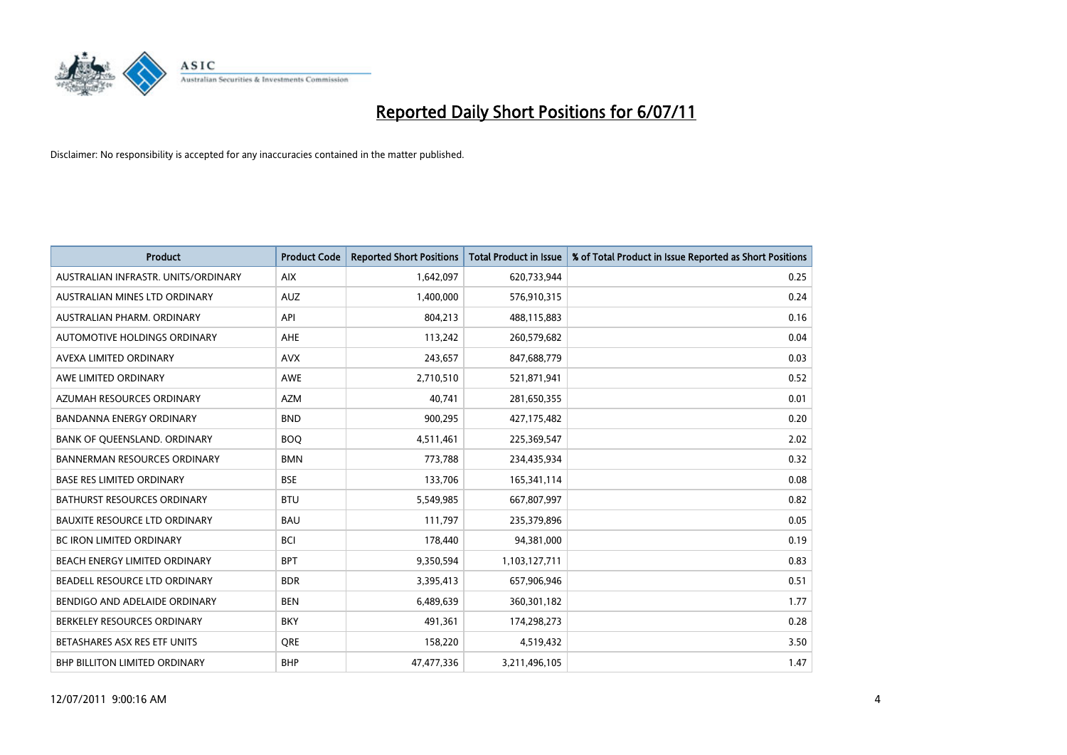# Reported Daily Short Positions for 6/07/11

Disclaimer: No responsibility is accepted for any inaccuracies contained in the matter published.

| Product | Product Code | Reported Short Positions | Total Product in Issue | % of Total Product in Issue Reported as Short Positions |
|---|---|---|---|---|
| AUSTRALIAN INFRASTR. UNITS/ORDINARY | AIX | 1,642,097 | 620,733,944 | 0.25 |
| AUSTRALIAN MINES LTD ORDINARY | AUZ | 1,400,000 | 576,910,315 | 0.24 |
| AUSTRALIAN PHARM. ORDINARY | API | 804,213 | 488,115,883 | 0.16 |
| AUTOMOTIVE HOLDINGS ORDINARY | AHE | 113,242 | 260,579,682 | 0.04 |
| AVEXA LIMITED ORDINARY | AVX | 243,657 | 847,688,779 | 0.03 |
| AWE LIMITED ORDINARY | AWE | 2,710,510 | 521,871,941 | 0.52 |
| AZUMAH RESOURCES ORDINARY | AZM | 40,741 | 281,650,355 | 0.01 |
| BANDANNA ENERGY ORDINARY | BND | 900,295 | 427,175,482 | 0.20 |
| BANK OF QUEENSLAND. ORDINARY | BOQ | 4,511,461 | 225,369,547 | 2.02 |
| BANNERMAN RESOURCES ORDINARY | BMN | 773,788 | 234,435,934 | 0.32 |
| BASE RES LIMITED ORDINARY | BSE | 133,706 | 165,341,114 | 0.08 |
| BATHURST RESOURCES ORDINARY | BTU | 5,549,985 | 667,807,997 | 0.82 |
| BAUXITE RESOURCE LTD ORDINARY | BAU | 111,797 | 235,379,896 | 0.05 |
| BC IRON LIMITED ORDINARY | BCI | 178,440 | 94,381,000 | 0.19 |
| BEACH ENERGY LIMITED ORDINARY | BPT | 9,350,594 | 1,103,127,711 | 0.83 |
| BEADELL RESOURCE LTD ORDINARY | BDR | 3,395,413 | 657,906,946 | 0.51 |
| BENDIGO AND ADELAIDE ORDINARY | BEN | 6,489,639 | 360,301,182 | 1.77 |
| BERKELEY RESOURCES ORDINARY | BKY | 491,361 | 174,298,273 | 0.28 |
| BETASHARES ASX RES ETF UNITS | QRE | 158,220 | 4,519,432 | 3.50 |
| BHP BILLITON LIMITED ORDINARY | BHP | 47,477,336 | 3,211,496,105 | 1.47 |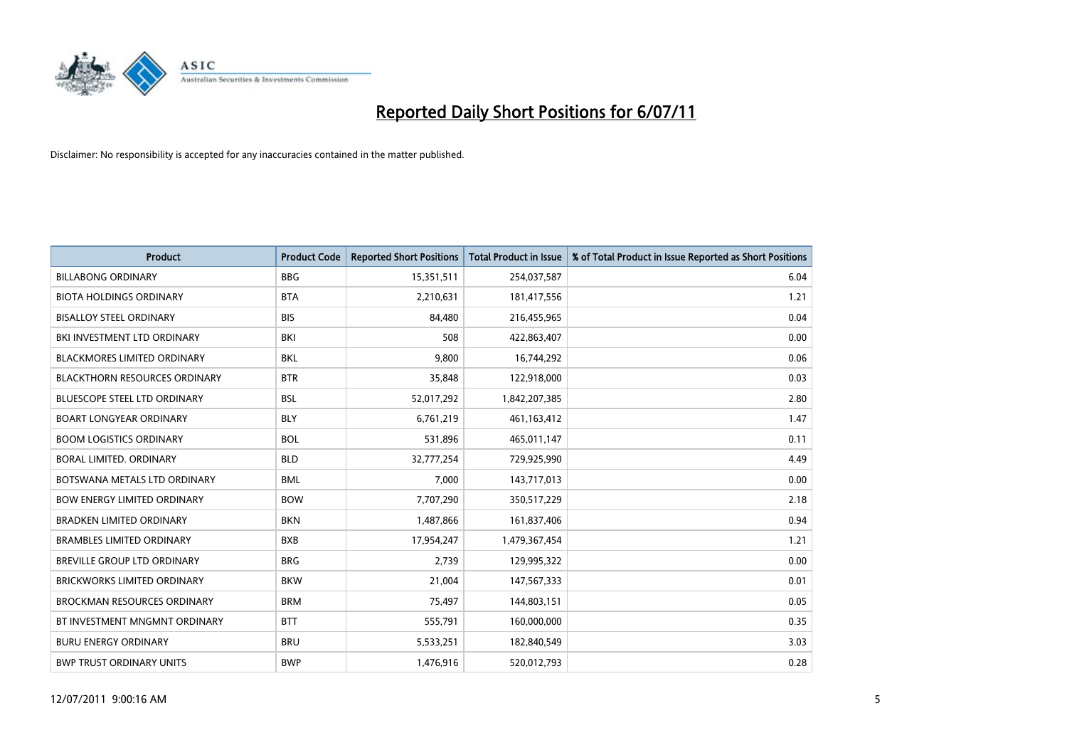# Reported Daily Short Positions for 6/07/11

Disclaimer: No responsibility is accepted for any inaccuracies contained in the matter published.

| Product | Product Code | Reported Short Positions | Total Product in Issue | % of Total Product in Issue Reported as Short Positions |
|---|---|---|---|---|
| BILLABONG ORDINARY | BBG | 15,351,511 | 254,037,587 | 6.04 |
| BIOTA HOLDINGS ORDINARY | BTA | 2,210,631 | 181,417,556 | 1.21 |
| BISALLOY STEEL ORDINARY | BIS | 84,480 | 216,455,965 | 0.04 |
| BKI INVESTMENT LTD ORDINARY | BKI | 508 | 422,863,407 | 0.00 |
| BLACKMORES LIMITED ORDINARY | BKL | 9,800 | 16,744,292 | 0.06 |
| BLACKTHORN RESOURCES ORDINARY | BTR | 35,848 | 122,918,000 | 0.03 |
| BLUESCOPE STEEL LTD ORDINARY | BSL | 52,017,292 | 1,842,207,385 | 2.80 |
| BOART LONGYEAR ORDINARY | BLY | 6,761,219 | 461,163,412 | 1.47 |
| BOOM LOGISTICS ORDINARY | BOL | 531,896 | 465,011,147 | 0.11 |
| BORAL LIMITED. ORDINARY | BLD | 32,777,254 | 729,925,990 | 4.49 |
| BOTSWANA METALS LTD ORDINARY | BML | 7,000 | 143,717,013 | 0.00 |
| BOW ENERGY LIMITED ORDINARY | BOW | 7,707,290 | 350,517,229 | 2.18 |
| BRADKEN LIMITED ORDINARY | BKN | 1,487,866 | 161,837,406 | 0.94 |
| BRAMBLES LIMITED ORDINARY | BXB | 17,954,247 | 1,479,367,454 | 1.21 |
| BREVILLE GROUP LTD ORDINARY | BRG | 2,739 | 129,995,322 | 0.00 |
| BRICKWORKS LIMITED ORDINARY | BKW | 21,004 | 147,567,333 | 0.01 |
| BROCKMAN RESOURCES ORDINARY | BRM | 75,497 | 144,803,151 | 0.05 |
| BT INVESTMENT MNGMNT ORDINARY | BTT | 555,791 | 160,000,000 | 0.35 |
| BURU ENERGY ORDINARY | BRU | 5,533,251 | 182,840,549 | 3.03 |
| BWP TRUST ORDINARY UNITS | BWP | 1,476,916 | 520,012,793 | 0.28 |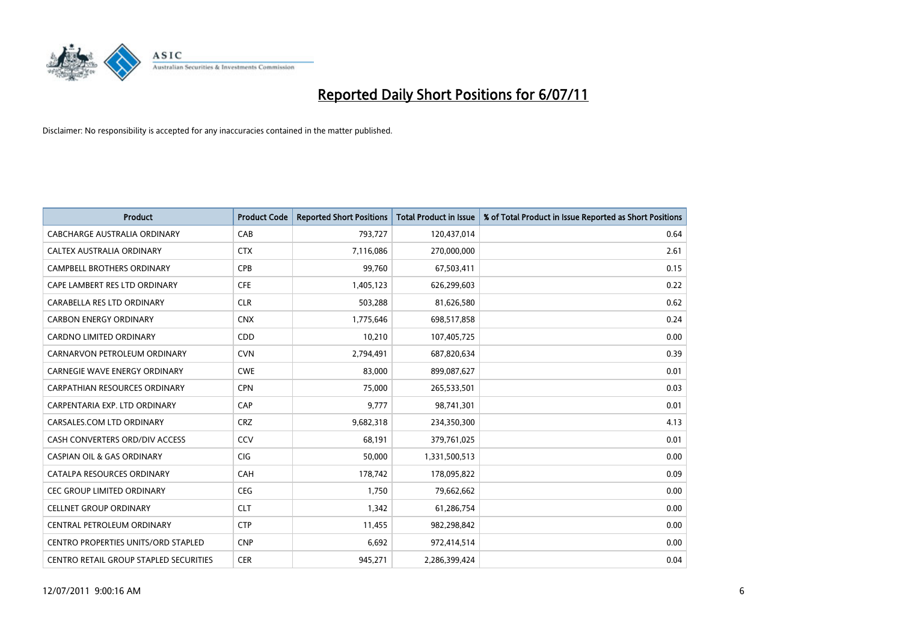# Reported Daily Short Positions for 6/07/11

Disclaimer: No responsibility is accepted for any inaccuracies contained in the matter published.

| Product | Product Code | Reported Short Positions | Total Product in Issue | % of Total Product in Issue Reported as Short Positions |
|---|---|---|---|---|
| CABCHARGE AUSTRALIA ORDINARY | CAB | 793,727 | 120,437,014 | 0.64 |
| CALTEX AUSTRALIA ORDINARY | CTX | 7,116,086 | 270,000,000 | 2.61 |
| CAMPBELL BROTHERS ORDINARY | CPB | 99,760 | 67,503,411 | 0.15 |
| CAPE LAMBERT RES LTD ORDINARY | CFE | 1,405,123 | 626,299,603 | 0.22 |
| CARABELLA RES LTD ORDINARY | CLR | 503,288 | 81,626,580 | 0.62 |
| CARBON ENERGY ORDINARY | CNX | 1,775,646 | 698,517,858 | 0.24 |
| CARDNO LIMITED ORDINARY | CDD | 10,210 | 107,405,725 | 0.00 |
| CARNARVON PETROLEUM ORDINARY | CVN | 2,794,491 | 687,820,634 | 0.39 |
| CARNEGIE WAVE ENERGY ORDINARY | CWE | 83,000 | 899,087,627 | 0.01 |
| CARPATHIAN RESOURCES ORDINARY | CPN | 75,000 | 265,533,501 | 0.03 |
| CARPENTARIA EXP. LTD ORDINARY | CAP | 9,777 | 98,741,301 | 0.01 |
| CARSALES.COM LTD ORDINARY | CRZ | 9,682,318 | 234,350,300 | 4.13 |
| CASH CONVERTERS ORD/DIV ACCESS | CCV | 68,191 | 379,761,025 | 0.01 |
| CASPIAN OIL & GAS ORDINARY | CIG | 50,000 | 1,331,500,513 | 0.00 |
| CATALPA RESOURCES ORDINARY | CAH | 178,742 | 178,095,822 | 0.09 |
| CEC GROUP LIMITED ORDINARY | CEG | 1,750 | 79,662,662 | 0.00 |
| CELLNET GROUP ORDINARY | CLT | 1,342 | 61,286,754 | 0.00 |
| CENTRAL PETROLEUM ORDINARY | CTP | 11,455 | 982,298,842 | 0.00 |
| CENTRO PROPERTIES UNITS/ORD STAPLED | CNP | 6,692 | 972,414,514 | 0.00 |
| CENTRO RETAIL GROUP STAPLED SECURITIES | CER | 945,271 | 2,286,399,424 | 0.04 |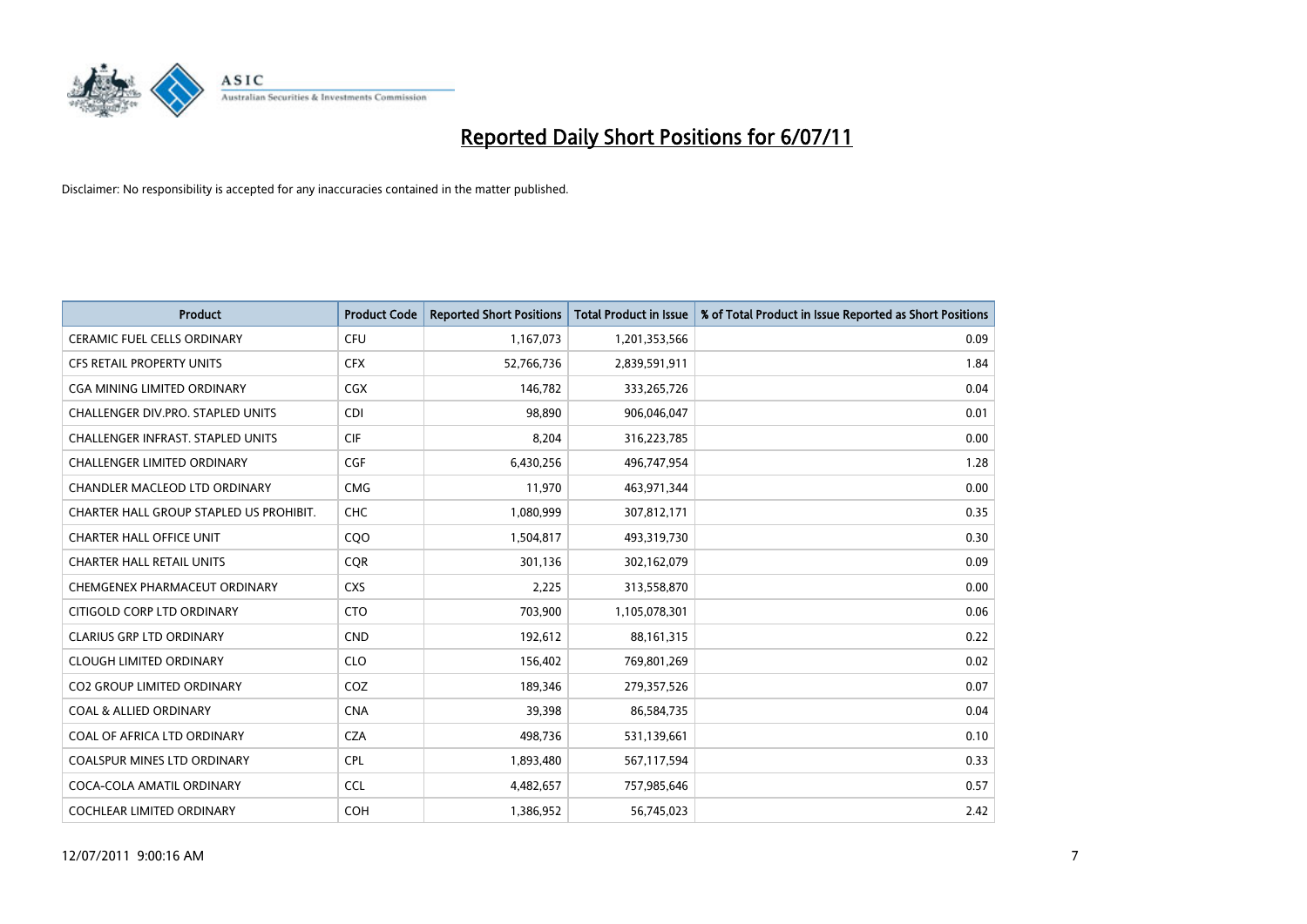# Reported Daily Short Positions for 6/07/11

Disclaimer: No responsibility is accepted for any inaccuracies contained in the matter published.

| Product | Product Code | Reported Short Positions | Total Product in Issue | % of Total Product in Issue Reported as Short Positions |
|---|---|---|---|---|
| CERAMIC FUEL CELLS ORDINARY | CFU | 1,167,073 | 1,201,353,566 | 0.09 |
| CFS RETAIL PROPERTY UNITS | CFX | 52,766,736 | 2,839,591,911 | 1.84 |
| CGA MINING LIMITED ORDINARY | CGX | 146,782 | 333,265,726 | 0.04 |
| CHALLENGER DIV.PRO. STAPLED UNITS | CDI | 98,890 | 906,046,047 | 0.01 |
| CHALLENGER INFRAST. STAPLED UNITS | CIF | 8,204 | 316,223,785 | 0.00 |
| CHALLENGER LIMITED ORDINARY | CGF | 6,430,256 | 496,747,954 | 1.28 |
| CHANDLER MACLEOD LTD ORDINARY | CMG | 11,970 | 463,971,344 | 0.00 |
| CHARTER HALL GROUP STAPLED US PROHIBIT. | CHC | 1,080,999 | 307,812,171 | 0.35 |
| CHARTER HALL OFFICE UNIT | CQO | 1,504,817 | 493,319,730 | 0.30 |
| CHARTER HALL RETAIL UNITS | CQR | 301,136 | 302,162,079 | 0.09 |
| CHEMGENEX PHARMACEUT ORDINARY | CXS | 2,225 | 313,558,870 | 0.00 |
| CITIGOLD CORP LTD ORDINARY | CTO | 703,900 | 1,105,078,301 | 0.06 |
| CLARIUS GRP LTD ORDINARY | CND | 192,612 | 88,161,315 | 0.22 |
| CLOUGH LIMITED ORDINARY | CLO | 156,402 | 769,801,269 | 0.02 |
| CO2 GROUP LIMITED ORDINARY | COZ | 189,346 | 279,357,526 | 0.07 |
| COAL & ALLIED ORDINARY | CNA | 39,398 | 86,584,735 | 0.04 |
| COAL OF AFRICA LTD ORDINARY | CZA | 498,736 | 531,139,661 | 0.10 |
| COALSPUR MINES LTD ORDINARY | CPL | 1,893,480 | 567,117,594 | 0.33 |
| COCA-COLA AMATIL ORDINARY | CCL | 4,482,657 | 757,985,646 | 0.57 |
| COCHLEAR LIMITED ORDINARY | COH | 1,386,952 | 56,745,023 | 2.42 |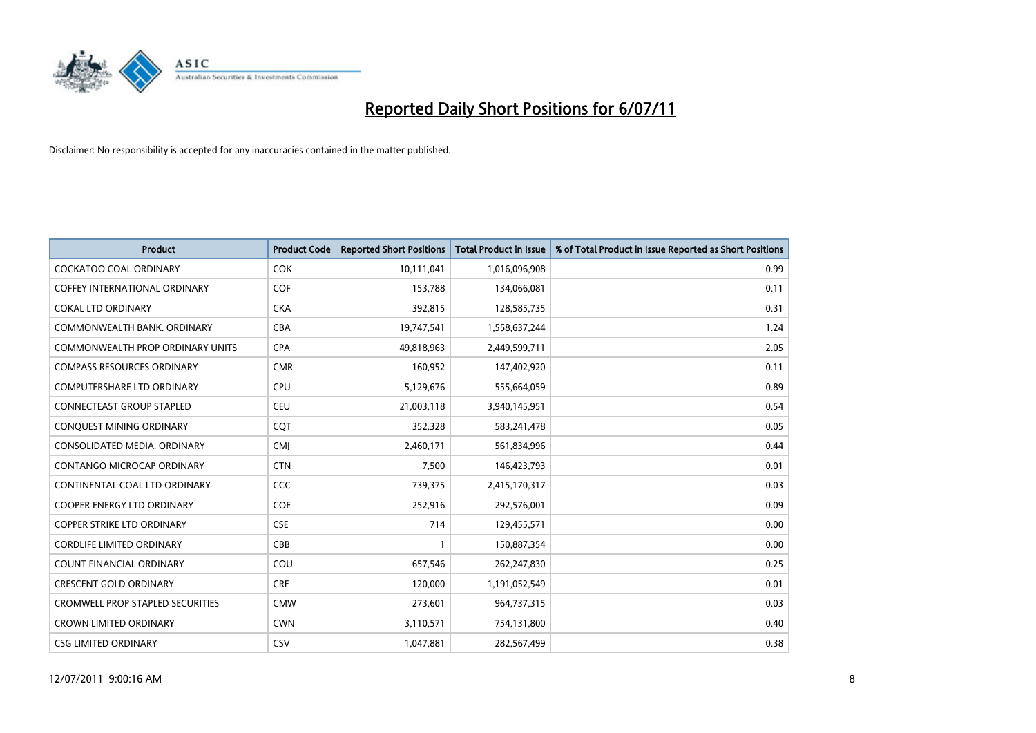# Reported Daily Short Positions for 6/07/11

Disclaimer: No responsibility is accepted for any inaccuracies contained in the matter published.

| Product | Product Code | Reported Short Positions | Total Product in Issue | % of Total Product in Issue Reported as Short Positions |
|---|---|---|---|---|
| COCKATOO COAL ORDINARY | COK | 10,111,041 | 1,016,096,908 | 0.99 |
| COFFEY INTERNATIONAL ORDINARY | COF | 153,788 | 134,066,081 | 0.11 |
| COKAL LTD ORDINARY | CKA | 392,815 | 128,585,735 | 0.31 |
| COMMONWEALTH BANK. ORDINARY | CBA | 19,747,541 | 1,558,637,244 | 1.24 |
| COMMONWEALTH PROP ORDINARY UNITS | CPA | 49,818,963 | 2,449,599,711 | 2.05 |
| COMPASS RESOURCES ORDINARY | CMR | 160,952 | 147,402,920 | 0.11 |
| COMPUTERSHARE LTD ORDINARY | CPU | 5,129,676 | 555,664,059 | 0.89 |
| CONNECTEAST GROUP STAPLED | CEU | 21,003,118 | 3,940,145,951 | 0.54 |
| CONQUEST MINING ORDINARY | CQT | 352,328 | 583,241,478 | 0.05 |
| CONSOLIDATED MEDIA. ORDINARY | CMJ | 2,460,171 | 561,834,996 | 0.44 |
| CONTANGO MICROCAP ORDINARY | CTN | 7,500 | 146,423,793 | 0.01 |
| CONTINENTAL COAL LTD ORDINARY | CCC | 739,375 | 2,415,170,317 | 0.03 |
| COOPER ENERGY LTD ORDINARY | COE | 252,916 | 292,576,001 | 0.09 |
| COPPER STRIKE LTD ORDINARY | CSE | 714 | 129,455,571 | 0.00 |
| CORDLIFE LIMITED ORDINARY | CBB | 1 | 150,887,354 | 0.00 |
| COUNT FINANCIAL ORDINARY | COU | 657,546 | 262,247,830 | 0.25 |
| CRESCENT GOLD ORDINARY | CRE | 120,000 | 1,191,052,549 | 0.01 |
| CROMWELL PROP STAPLED SECURITIES | CMW | 273,601 | 964,737,315 | 0.03 |
| CROWN LIMITED ORDINARY | CWN | 3,110,571 | 754,131,800 | 0.40 |
| CSG LIMITED ORDINARY | CSV | 1,047,881 | 282,567,499 | 0.38 |

12/07/2011 9:00:16 AM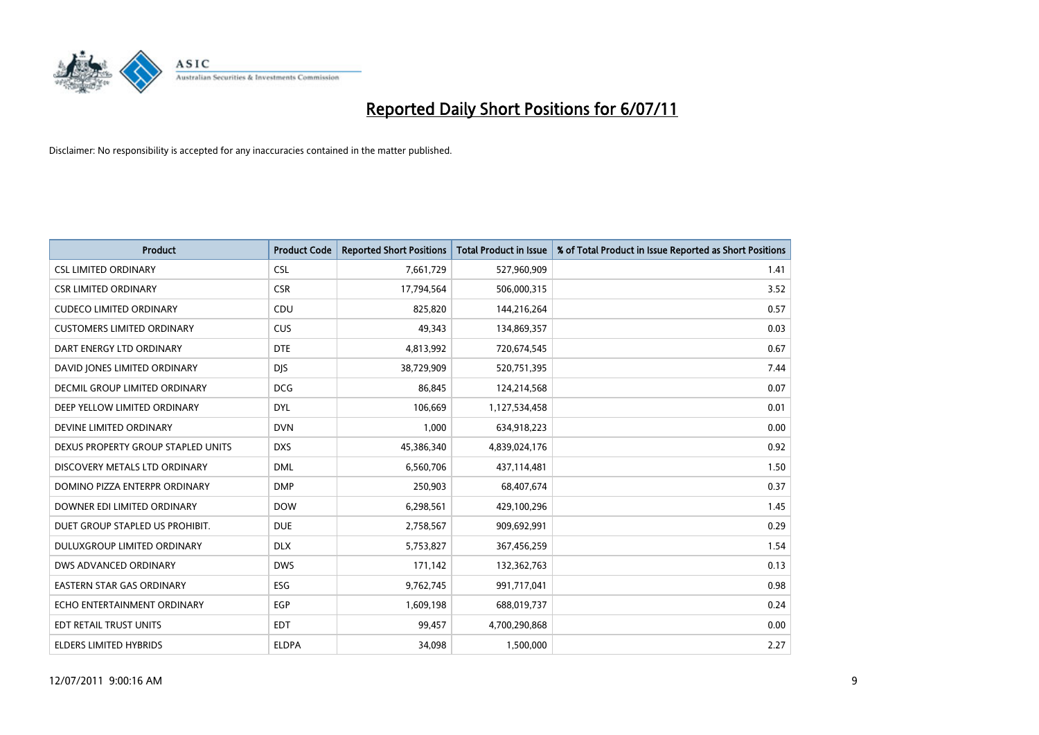# Reported Daily Short Positions for 6/07/11

Disclaimer: No responsibility is accepted for any inaccuracies contained in the matter published.

| Product | Product Code | Reported Short Positions | Total Product in Issue | % of Total Product in Issue Reported as Short Positions |
|---|---|---|---|---|
| CSL LIMITED ORDINARY | CSL | 7,661,729 | 527,960,909 | 1.41 |
| CSR LIMITED ORDINARY | CSR | 17,794,564 | 506,000,315 | 3.52 |
| CUDECO LIMITED ORDINARY | CDU | 825,820 | 144,216,264 | 0.57 |
| CUSTOMERS LIMITED ORDINARY | CUS | 49,343 | 134,869,357 | 0.03 |
| DART ENERGY LTD ORDINARY | DTE | 4,813,992 | 720,674,545 | 0.67 |
| DAVID JONES LIMITED ORDINARY | DJS | 38,729,909 | 520,751,395 | 7.44 |
| DECMIL GROUP LIMITED ORDINARY | DCG | 86,845 | 124,214,568 | 0.07 |
| DEEP YELLOW LIMITED ORDINARY | DYL | 106,669 | 1,127,534,458 | 0.01 |
| DEVINE LIMITED ORDINARY | DVN | 1,000 | 634,918,223 | 0.00 |
| DEXUS PROPERTY GROUP STAPLED UNITS | DXS | 45,386,340 | 4,839,024,176 | 0.92 |
| DISCOVERY METALS LTD ORDINARY | DML | 6,560,706 | 437,114,481 | 1.50 |
| DOMINO PIZZA ENTERPR ORDINARY | DMP | 250,903 | 68,407,674 | 0.37 |
| DOWNER EDI LIMITED ORDINARY | DOW | 6,298,561 | 429,100,296 | 1.45 |
| DUET GROUP STAPLED US PROHIBIT. | DUE | 2,758,567 | 909,692,991 | 0.29 |
| DULUXGROUP LIMITED ORDINARY | DLX | 5,753,827 | 367,456,259 | 1.54 |
| DWS ADVANCED ORDINARY | DWS | 171,142 | 132,362,763 | 0.13 |
| EASTERN STAR GAS ORDINARY | ESG | 9,762,745 | 991,717,041 | 0.98 |
| ECHO ENTERTAINMENT ORDINARY | EGP | 1,609,198 | 688,019,737 | 0.24 |
| EDT RETAIL TRUST UNITS | EDT | 99,457 | 4,700,290,868 | 0.00 |
| ELDERS LIMITED HYBRIDS | ELDPA | 34,098 | 1,500,000 | 2.27 |

12/07/2011 9:00:16 AM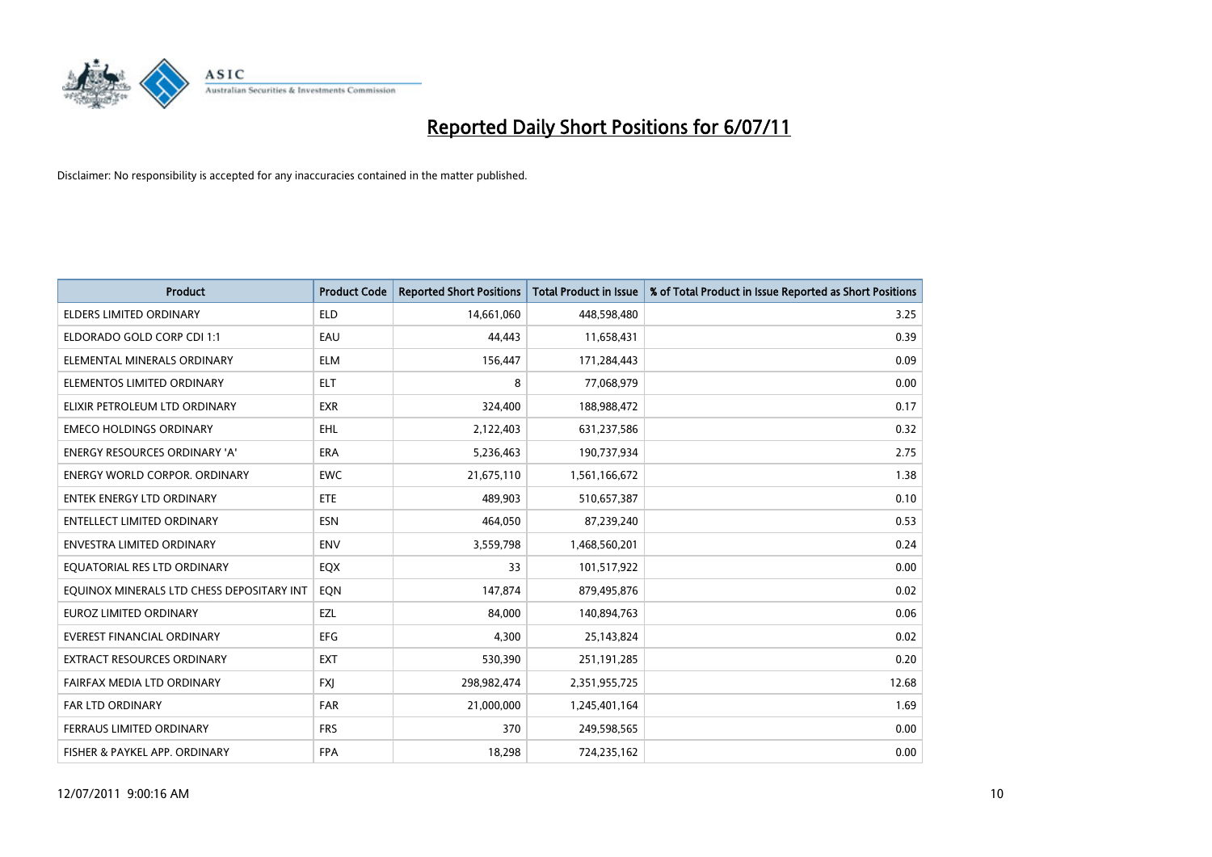# Reported Daily Short Positions for 6/07/11

Disclaimer: No responsibility is accepted for any inaccuracies contained in the matter published.

| Product | Product Code | Reported Short Positions | Total Product in Issue | % of Total Product in Issue Reported as Short Positions |
|---|---|---|---|---|
| ELDERS LIMITED ORDINARY | ELD | 14,661,060 | 448,598,480 | 3.25 |
| ELDORADO GOLD CORP CDI 1:1 | EAU | 44,443 | 11,658,431 | 0.39 |
| ELEMENTAL MINERALS ORDINARY | ELM | 156,447 | 171,284,443 | 0.09 |
| ELEMENTOS LIMITED ORDINARY | ELT | 8 | 77,068,979 | 0.00 |
| ELIXIR PETROLEUM LTD ORDINARY | EXR | 324,400 | 188,988,472 | 0.17 |
| EMECO HOLDINGS ORDINARY | EHL | 2,122,403 | 631,237,586 | 0.32 |
| ENERGY RESOURCES ORDINARY 'A' | ERA | 5,236,463 | 190,737,934 | 2.75 |
| ENERGY WORLD CORPOR. ORDINARY | EWC | 21,675,110 | 1,561,166,672 | 1.38 |
| ENTEK ENERGY LTD ORDINARY | ETE | 489,903 | 510,657,387 | 0.10 |
| ENTELLECT LIMITED ORDINARY | ESN | 464,050 | 87,239,240 | 0.53 |
| ENVESTRA LIMITED ORDINARY | ENV | 3,559,798 | 1,468,560,201 | 0.24 |
| EQUATORIAL RES LTD ORDINARY | EQX | 33 | 101,517,922 | 0.00 |
| EQUINOX MINERALS LTD CHESS DEPOSITARY INT | EQN | 147,874 | 879,495,876 | 0.02 |
| EUROZ LIMITED ORDINARY | EZL | 84,000 | 140,894,763 | 0.06 |
| EVEREST FINANCIAL ORDINARY | EFG | 4,300 | 25,143,824 | 0.02 |
| EXTRACT RESOURCES ORDINARY | EXT | 530,390 | 251,191,285 | 0.20 |
| FAIRFAX MEDIA LTD ORDINARY | FXJ | 298,982,474 | 2,351,955,725 | 12.68 |
| FAR LTD ORDINARY | FAR | 21,000,000 | 1,245,401,164 | 1.69 |
| FERRAUS LIMITED ORDINARY | FRS | 370 | 249,598,565 | 0.00 |
| FISHER & PAYKEL APP. ORDINARY | FPA | 18,298 | 724,235,162 | 0.00 |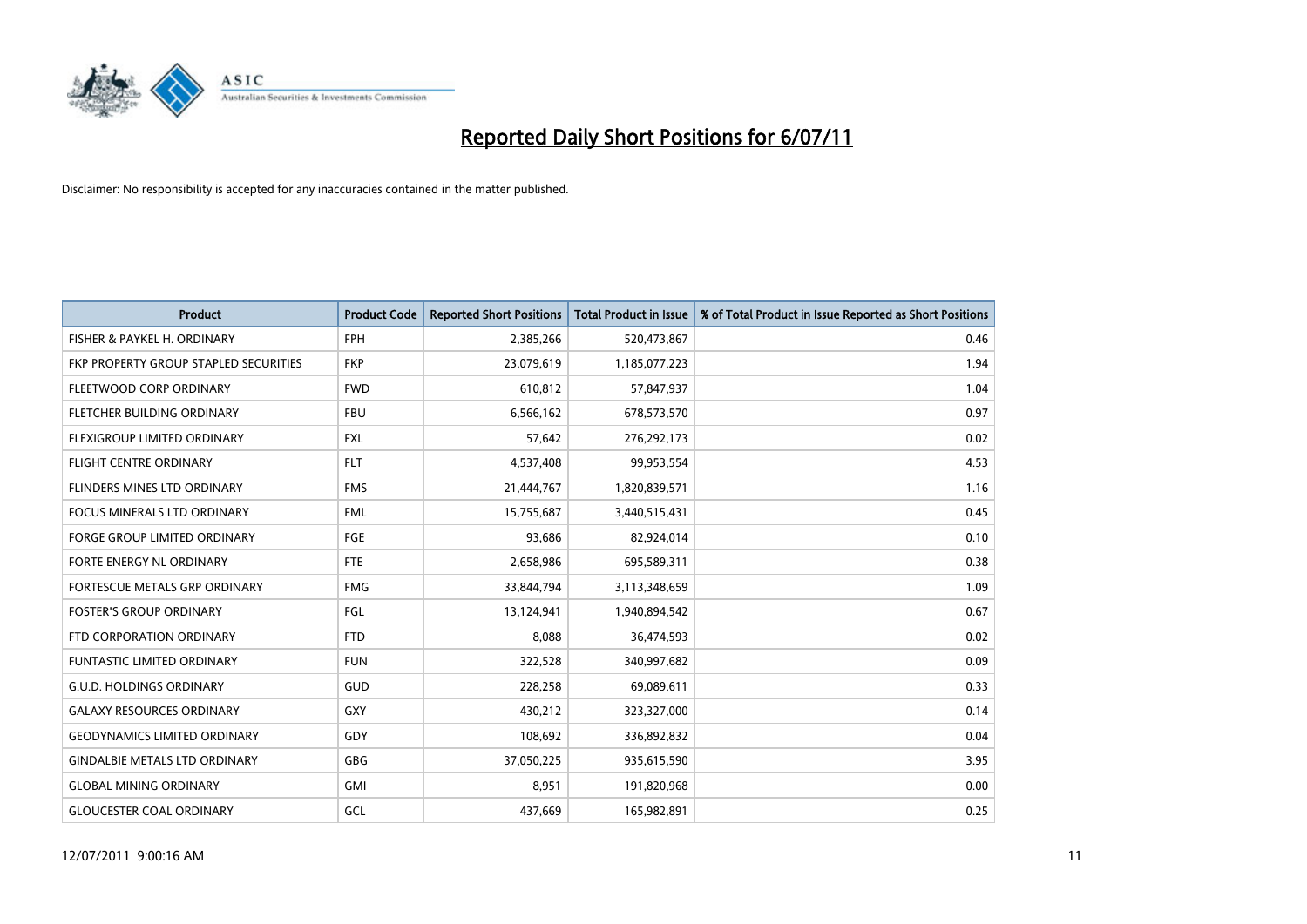# Reported Daily Short Positions for 6/07/11

Disclaimer: No responsibility is accepted for any inaccuracies contained in the matter published.

| Product | Product Code | Reported Short Positions | Total Product in Issue | % of Total Product in Issue Reported as Short Positions |
|---|---|---|---|---|
| FISHER & PAYKEL H. ORDINARY | FPH | 2,385,266 | 520,473,867 | 0.46 |
| FKP PROPERTY GROUP STAPLED SECURITIES | FKP | 23,079,619 | 1,185,077,223 | 1.94 |
| FLEETWOOD CORP ORDINARY | FWD | 610,812 | 57,847,937 | 1.04 |
| FLETCHER BUILDING ORDINARY | FBU | 6,566,162 | 678,573,570 | 0.97 |
| FLEXIGROUP LIMITED ORDINARY | FXL | 57,642 | 276,292,173 | 0.02 |
| FLIGHT CENTRE ORDINARY | FLT | 4,537,408 | 99,953,554 | 4.53 |
| FLINDERS MINES LTD ORDINARY | FMS | 21,444,767 | 1,820,839,571 | 1.16 |
| FOCUS MINERALS LTD ORDINARY | FML | 15,755,687 | 3,440,515,431 | 0.45 |
| FORGE GROUP LIMITED ORDINARY | FGE | 93,686 | 82,924,014 | 0.10 |
| FORTE ENERGY NL ORDINARY | FTE | 2,658,986 | 695,589,311 | 0.38 |
| FORTESCUE METALS GRP ORDINARY | FMG | 33,844,794 | 3,113,348,659 | 1.09 |
| FOSTER'S GROUP ORDINARY | FGL | 13,124,941 | 1,940,894,542 | 0.67 |
| FTD CORPORATION ORDINARY | FTD | 8,088 | 36,474,593 | 0.02 |
| FUNTASTIC LIMITED ORDINARY | FUN | 322,528 | 340,997,682 | 0.09 |
| G.U.D. HOLDINGS ORDINARY | GUD | 228,258 | 69,089,611 | 0.33 |
| GALAXY RESOURCES ORDINARY | GXY | 430,212 | 323,327,000 | 0.14 |
| GEODYNAMICS LIMITED ORDINARY | GDY | 108,692 | 336,892,832 | 0.04 |
| GINDALBIE METALS LTD ORDINARY | GBG | 37,050,225 | 935,615,590 | 3.95 |
| GLOBAL MINING ORDINARY | GMI | 8,951 | 191,820,968 | 0.00 |
| GLOUCESTER COAL ORDINARY | GCL | 437,669 | 165,982,891 | 0.25 |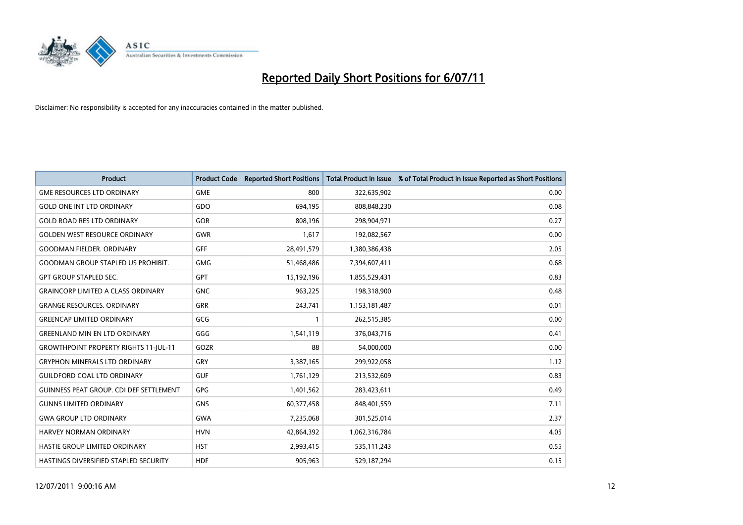# Reported Daily Short Positions for 6/07/11

Disclaimer: No responsibility is accepted for any inaccuracies contained in the matter published.

| Product | Product Code | Reported Short Positions | Total Product in Issue | % of Total Product in Issue Reported as Short Positions |
|---|---|---|---|---|
| GME RESOURCES LTD ORDINARY | GME | 800 | 322,635,902 | 0.00 |
| GOLD ONE INT LTD ORDINARY | GDO | 694,195 | 808,848,230 | 0.08 |
| GOLD ROAD RES LTD ORDINARY | GOR | 808,196 | 298,904,971 | 0.27 |
| GOLDEN WEST RESOURCE ORDINARY | GWR | 1,617 | 192,082,567 | 0.00 |
| GOODMAN FIELDER. ORDINARY | GFF | 28,491,579 | 1,380,386,438 | 2.05 |
| GOODMAN GROUP STAPLED US PROHIBIT. | GMG | 51,468,486 | 7,394,607,411 | 0.68 |
| GPT GROUP STAPLED SEC. | GPT | 15,192,196 | 1,855,529,431 | 0.83 |
| GRAINCORP LIMITED A CLASS ORDINARY | GNC | 963,225 | 198,318,900 | 0.48 |
| GRANGE RESOURCES. ORDINARY | GRR | 243,741 | 1,153,181,487 | 0.01 |
| GREENCAP LIMITED ORDINARY | GCG | 1 | 262,515,385 | 0.00 |
| GREENLAND MIN EN LTD ORDINARY | GGG | 1,541,119 | 376,043,716 | 0.41 |
| GROWTHPOINT PROPERTY RIGHTS 11-JUL-11 | GOZR | 88 | 54,000,000 | 0.00 |
| GRYPHON MINERALS LTD ORDINARY | GRY | 3,387,165 | 299,922,058 | 1.12 |
| GUILDFORD COAL LTD ORDINARY | GUF | 1,761,129 | 213,532,609 | 0.83 |
| GUINNESS PEAT GROUP. CDI DEF SETTLEMENT | GPG | 1,401,562 | 283,423,611 | 0.49 |
| GUNNS LIMITED ORDINARY | GNS | 60,377,458 | 848,401,559 | 7.11 |
| GWA GROUP LTD ORDINARY | GWA | 7,235,068 | 301,525,014 | 2.37 |
| HARVEY NORMAN ORDINARY | HVN | 42,864,392 | 1,062,316,784 | 4.05 |
| HASTIE GROUP LIMITED ORDINARY | HST | 2,993,415 | 535,111,243 | 0.55 |
| HASTINGS DIVERSIFIED STAPLED SECURITY | HDF | 905,963 | 529,187,294 | 0.15 |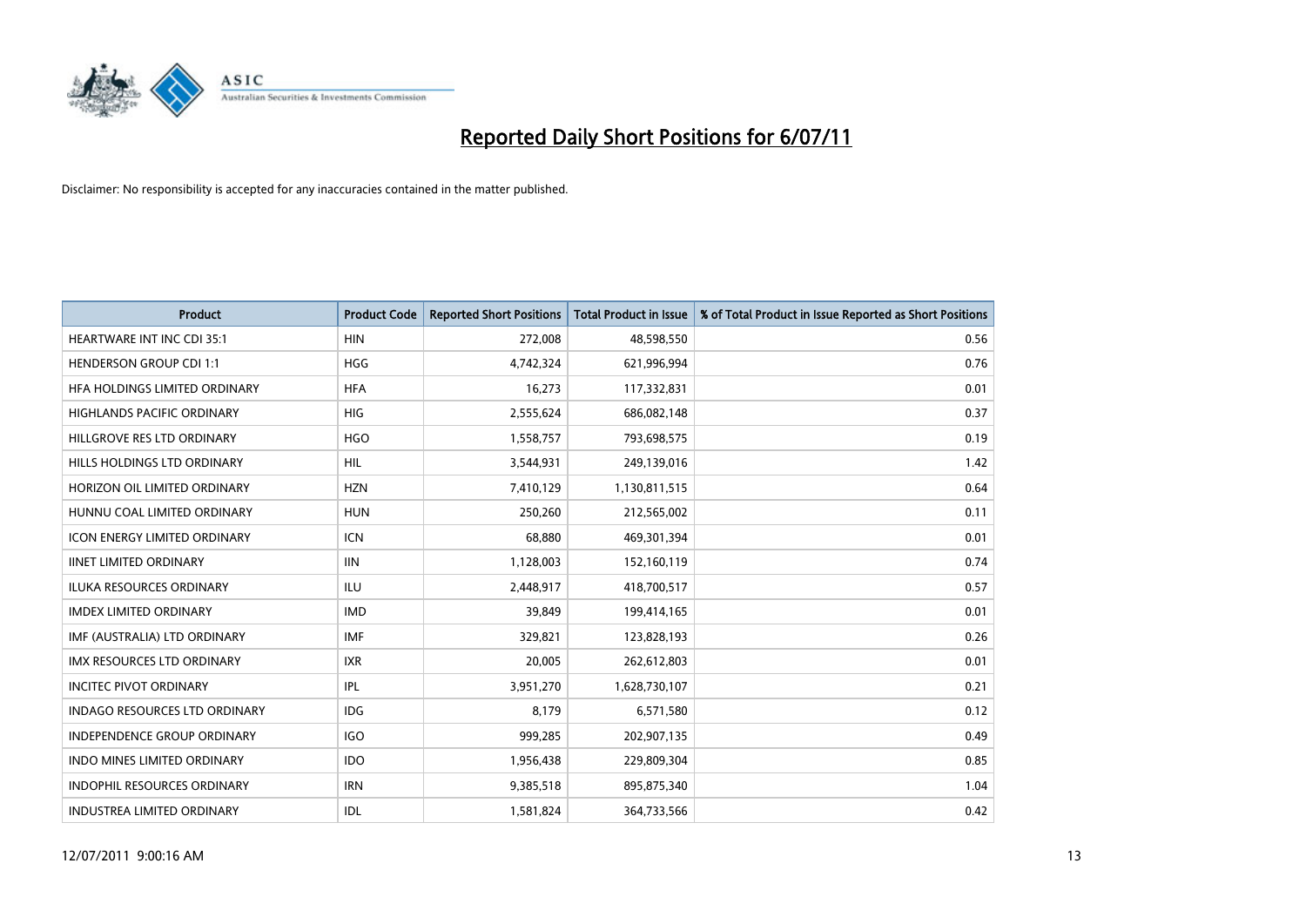# Reported Daily Short Positions for 6/07/11

Disclaimer: No responsibility is accepted for any inaccuracies contained in the matter published.

| Product | Product Code | Reported Short Positions | Total Product in Issue | % of Total Product in Issue Reported as Short Positions |
|---|---|---|---|---|
| HEARTWARE INT INC CDI 35:1 | HIN | 272,008 | 48,598,550 | 0.56 |
| HENDERSON GROUP CDI 1:1 | HGG | 4,742,324 | 621,996,994 | 0.76 |
| HFA HOLDINGS LIMITED ORDINARY | HFA | 16,273 | 117,332,831 | 0.01 |
| HIGHLANDS PACIFIC ORDINARY | HIG | 2,555,624 | 686,082,148 | 0.37 |
| HILLGROVE RES LTD ORDINARY | HGO | 1,558,757 | 793,698,575 | 0.19 |
| HILLS HOLDINGS LTD ORDINARY | HIL | 3,544,931 | 249,139,016 | 1.42 |
| HORIZON OIL LIMITED ORDINARY | HZN | 7,410,129 | 1,130,811,515 | 0.64 |
| HUNNU COAL LIMITED ORDINARY | HUN | 250,260 | 212,565,002 | 0.11 |
| ICON ENERGY LIMITED ORDINARY | ICN | 68,880 | 469,301,394 | 0.01 |
| IINET LIMITED ORDINARY | IIN | 1,128,003 | 152,160,119 | 0.74 |
| ILUKA RESOURCES ORDINARY | ILU | 2,448,917 | 418,700,517 | 0.57 |
| IMDEX LIMITED ORDINARY | IMD | 39,849 | 199,414,165 | 0.01 |
| IMF (AUSTRALIA) LTD ORDINARY | IMF | 329,821 | 123,828,193 | 0.26 |
| IMX RESOURCES LTD ORDINARY | IXR | 20,005 | 262,612,803 | 0.01 |
| INCITEC PIVOT ORDINARY | IPL | 3,951,270 | 1,628,730,107 | 0.21 |
| INDAGO RESOURCES LTD ORDINARY | IDG | 8,179 | 6,571,580 | 0.12 |
| INDEPENDENCE GROUP ORDINARY | IGO | 999,285 | 202,907,135 | 0.49 |
| INDO MINES LIMITED ORDINARY | IDO | 1,956,438 | 229,809,304 | 0.85 |
| INDOPHIL RESOURCES ORDINARY | IRN | 9,385,518 | 895,875,340 | 1.04 |
| INDUSTREA LIMITED ORDINARY | IDL | 1,581,824 | 364,733,566 | 0.42 |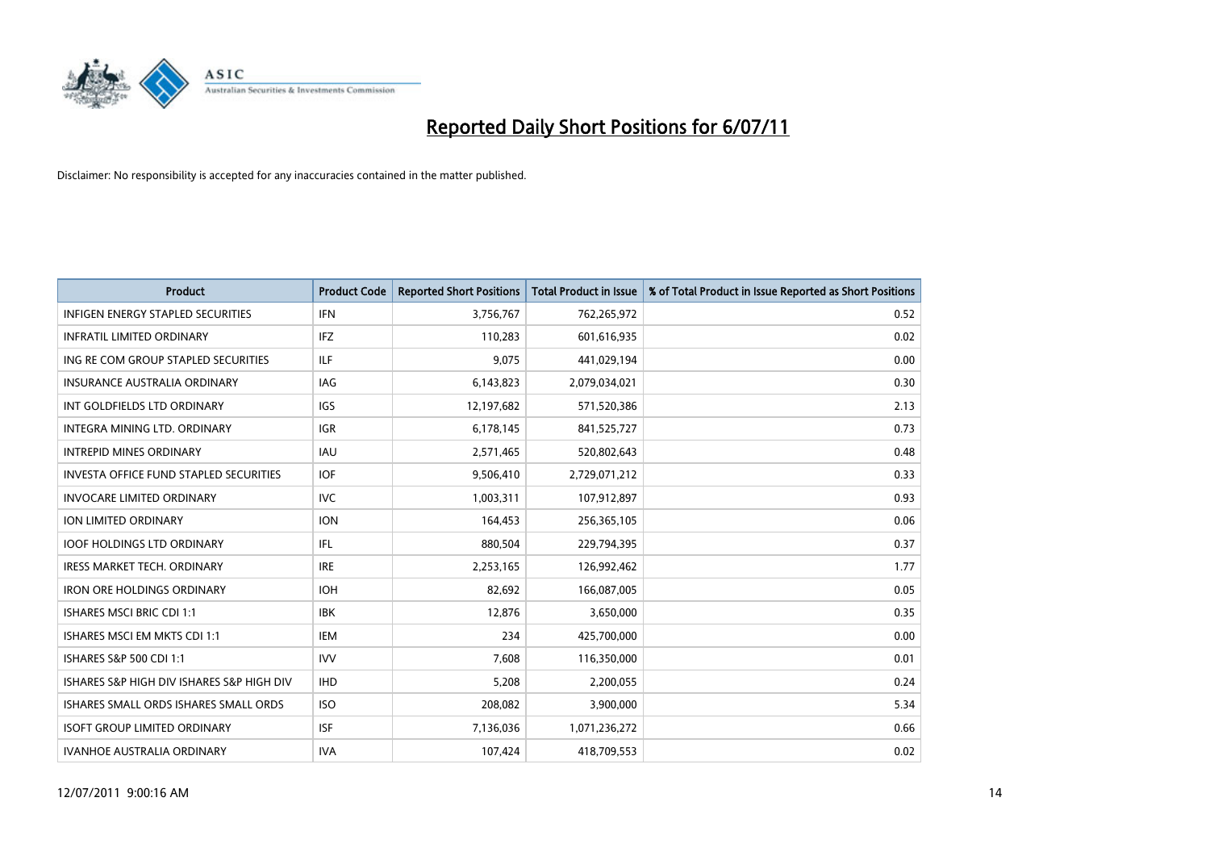# Reported Daily Short Positions for 6/07/11

Disclaimer: No responsibility is accepted for any inaccuracies contained in the matter published.

| Product | Product Code | Reported Short Positions | Total Product in Issue | % of Total Product in Issue Reported as Short Positions |
|---|---|---|---|---|
| INFIGEN ENERGY STAPLED SECURITIES | IFN | 3,756,767 | 762,265,972 | 0.52 |
| INFRATIL LIMITED ORDINARY | IFZ | 110,283 | 601,616,935 | 0.02 |
| ING RE COM GROUP STAPLED SECURITIES | ILF | 9,075 | 441,029,194 | 0.00 |
| INSURANCE AUSTRALIA ORDINARY | IAG | 6,143,823 | 2,079,034,021 | 0.30 |
| INT GOLDFIELDS LTD ORDINARY | IGS | 12,197,682 | 571,520,386 | 2.13 |
| INTEGRA MINING LTD. ORDINARY | IGR | 6,178,145 | 841,525,727 | 0.73 |
| INTREPID MINES ORDINARY | IAU | 2,571,465 | 520,802,643 | 0.48 |
| INVESTA OFFICE FUND STAPLED SECURITIES | IOF | 9,506,410 | 2,729,071,212 | 0.33 |
| INVOCARE LIMITED ORDINARY | IVC | 1,003,311 | 107,912,897 | 0.93 |
| ION LIMITED ORDINARY | ION | 164,453 | 256,365,105 | 0.06 |
| IOOF HOLDINGS LTD ORDINARY | IFL | 880,504 | 229,794,395 | 0.37 |
| IRESS MARKET TECH. ORDINARY | IRE | 2,253,165 | 126,992,462 | 1.77 |
| IRON ORE HOLDINGS ORDINARY | IOH | 82,692 | 166,087,005 | 0.05 |
| ISHARES MSCI BRIC CDI 1:1 | IBK | 12,876 | 3,650,000 | 0.35 |
| ISHARES MSCI EM MKTS CDI 1:1 | IEM | 234 | 425,700,000 | 0.00 |
| ISHARES S&P 500 CDI 1:1 | IVV | 7,608 | 116,350,000 | 0.01 |
| ISHARES S&P HIGH DIV ISHARES S&P HIGH DIV | IHD | 5,208 | 2,200,055 | 0.24 |
| ISHARES SMALL ORDS ISHARES SMALL ORDS | ISO | 208,082 | 3,900,000 | 5.34 |
| ISOFT GROUP LIMITED ORDINARY | ISF | 7,136,036 | 1,071,236,272 | 0.66 |
| IVANHOE AUSTRALIA ORDINARY | IVA | 107,424 | 418,709,553 | 0.02 |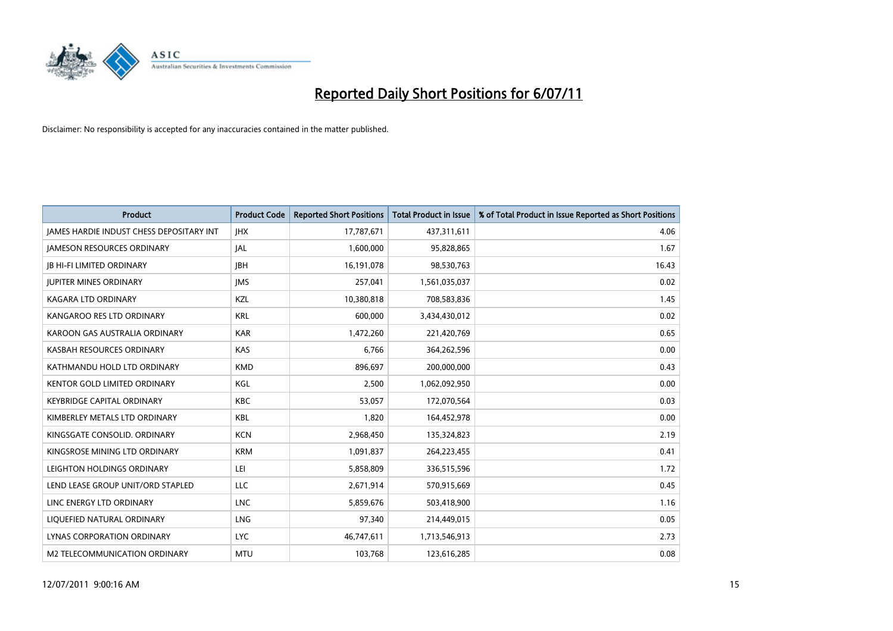# Reported Daily Short Positions for 6/07/11

Disclaimer: No responsibility is accepted for any inaccuracies contained in the matter published.

| Product | Product Code | Reported Short Positions | Total Product in Issue | % of Total Product in Issue Reported as Short Positions |
|---|---|---|---|---|
| JAMES HARDIE INDUST CHESS DEPOSITARY INT | JHX | 17,787,671 | 437,311,611 | 4.06 |
| JAMESON RESOURCES ORDINARY | JAL | 1,600,000 | 95,828,865 | 1.67 |
| JB HI-FI LIMITED ORDINARY | JBH | 16,191,078 | 98,530,763 | 16.43 |
| JUPITER MINES ORDINARY | JMS | 257,041 | 1,561,035,037 | 0.02 |
| KAGARA LTD ORDINARY | KZL | 10,380,818 | 708,583,836 | 1.45 |
| KANGAROO RES LTD ORDINARY | KRL | 600,000 | 3,434,430,012 | 0.02 |
| KAROON GAS AUSTRALIA ORDINARY | KAR | 1,472,260 | 221,420,769 | 0.65 |
| KASBAH RESOURCES ORDINARY | KAS | 6,766 | 364,262,596 | 0.00 |
| KATHMANDU HOLD LTD ORDINARY | KMD | 896,697 | 200,000,000 | 0.43 |
| KENTOR GOLD LIMITED ORDINARY | KGL | 2,500 | 1,062,092,950 | 0.00 |
| KEYBRIDGE CAPITAL ORDINARY | KBC | 53,057 | 172,070,564 | 0.03 |
| KIMBERLEY METALS LTD ORDINARY | KBL | 1,820 | 164,452,978 | 0.00 |
| KINGSGATE CONSOLID. ORDINARY | KCN | 2,968,450 | 135,324,823 | 2.19 |
| KINGSROSE MINING LTD ORDINARY | KRM | 1,091,837 | 264,223,455 | 0.41 |
| LEIGHTON HOLDINGS ORDINARY | LEI | 5,858,809 | 336,515,596 | 1.72 |
| LEND LEASE GROUP UNIT/ORD STAPLED | LLC | 2,671,914 | 570,915,669 | 0.45 |
| LINC ENERGY LTD ORDINARY | LNC | 5,859,676 | 503,418,900 | 1.16 |
| LIQUEFIED NATURAL ORDINARY | LNG | 97,340 | 214,449,015 | 0.05 |
| LYNAS CORPORATION ORDINARY | LYC | 46,747,611 | 1,713,546,913 | 2.73 |
| M2 TELECOMMUNICATION ORDINARY | MTU | 103,768 | 123,616,285 | 0.08 |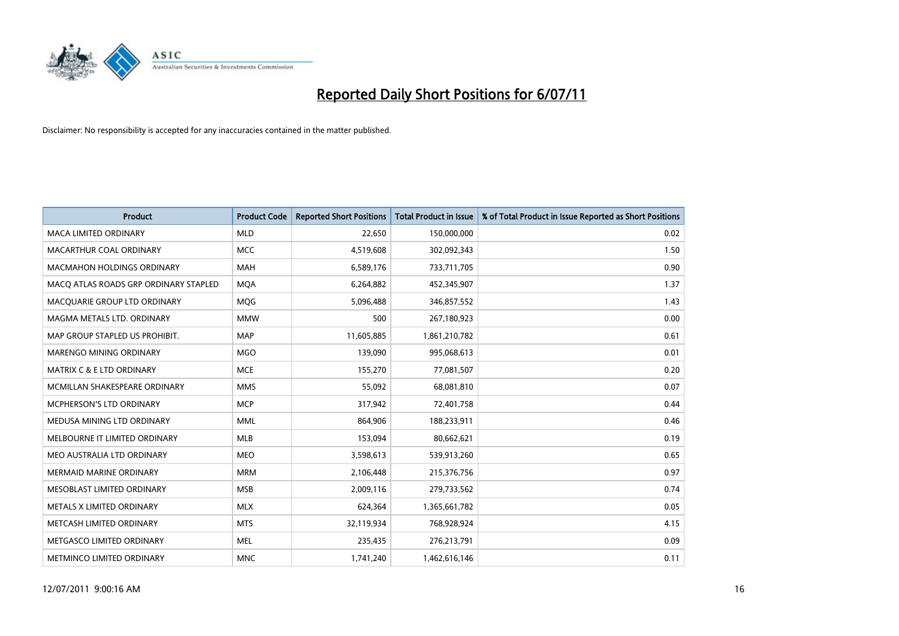# Reported Daily Short Positions for 6/07/11

Disclaimer: No responsibility is accepted for any inaccuracies contained in the matter published.

| Product | Product Code | Reported Short Positions | Total Product in Issue | % of Total Product in Issue Reported as Short Positions |
|---|---|---|---|---|
| MACA LIMITED ORDINARY | MLD | 22,650 | 150,000,000 | 0.02 |
| MACARTHUR COAL ORDINARY | MCC | 4,519,608 | 302,092,343 | 1.50 |
| MACMAHON HOLDINGS ORDINARY | MAH | 6,589,176 | 733,711,705 | 0.90 |
| MACQ ATLAS ROADS GRP ORDINARY STAPLED | MQA | 6,264,882 | 452,345,907 | 1.37 |
| MACQUARIE GROUP LTD ORDINARY | MQG | 5,096,488 | 346,857,552 | 1.43 |
| MAGMA METALS LTD. ORDINARY | MMW | 500 | 267,180,923 | 0.00 |
| MAP GROUP STAPLED US PROHIBIT. | MAP | 11,605,885 | 1,861,210,782 | 0.61 |
| MARENGO MINING ORDINARY | MGO | 139,090 | 995,068,613 | 0.01 |
| MATRIX C & E LTD ORDINARY | MCE | 155,270 | 77,081,507 | 0.20 |
| MCMILLAN SHAKESPEARE ORDINARY | MMS | 55,092 | 68,081,810 | 0.07 |
| MCPHERSON'S LTD ORDINARY | MCP | 317,942 | 72,401,758 | 0.44 |
| MEDUSA MINING LTD ORDINARY | MML | 864,906 | 188,233,911 | 0.46 |
| MELBOURNE IT LIMITED ORDINARY | MLB | 153,094 | 80,662,621 | 0.19 |
| MEO AUSTRALIA LTD ORDINARY | MEO | 3,598,613 | 539,913,260 | 0.65 |
| MERMAID MARINE ORDINARY | MRM | 2,106,448 | 215,376,756 | 0.97 |
| MESOBLAST LIMITED ORDINARY | MSB | 2,009,116 | 279,733,562 | 0.74 |
| METALS X LIMITED ORDINARY | MLX | 624,364 | 1,365,661,782 | 0.05 |
| METCASH LIMITED ORDINARY | MTS | 32,119,934 | 768,928,924 | 4.15 |
| METGASCO LIMITED ORDINARY | MEL | 235,435 | 276,213,791 | 0.09 |
| METMINCO LIMITED ORDINARY | MNC | 1,741,240 | 1,462,616,146 | 0.11 |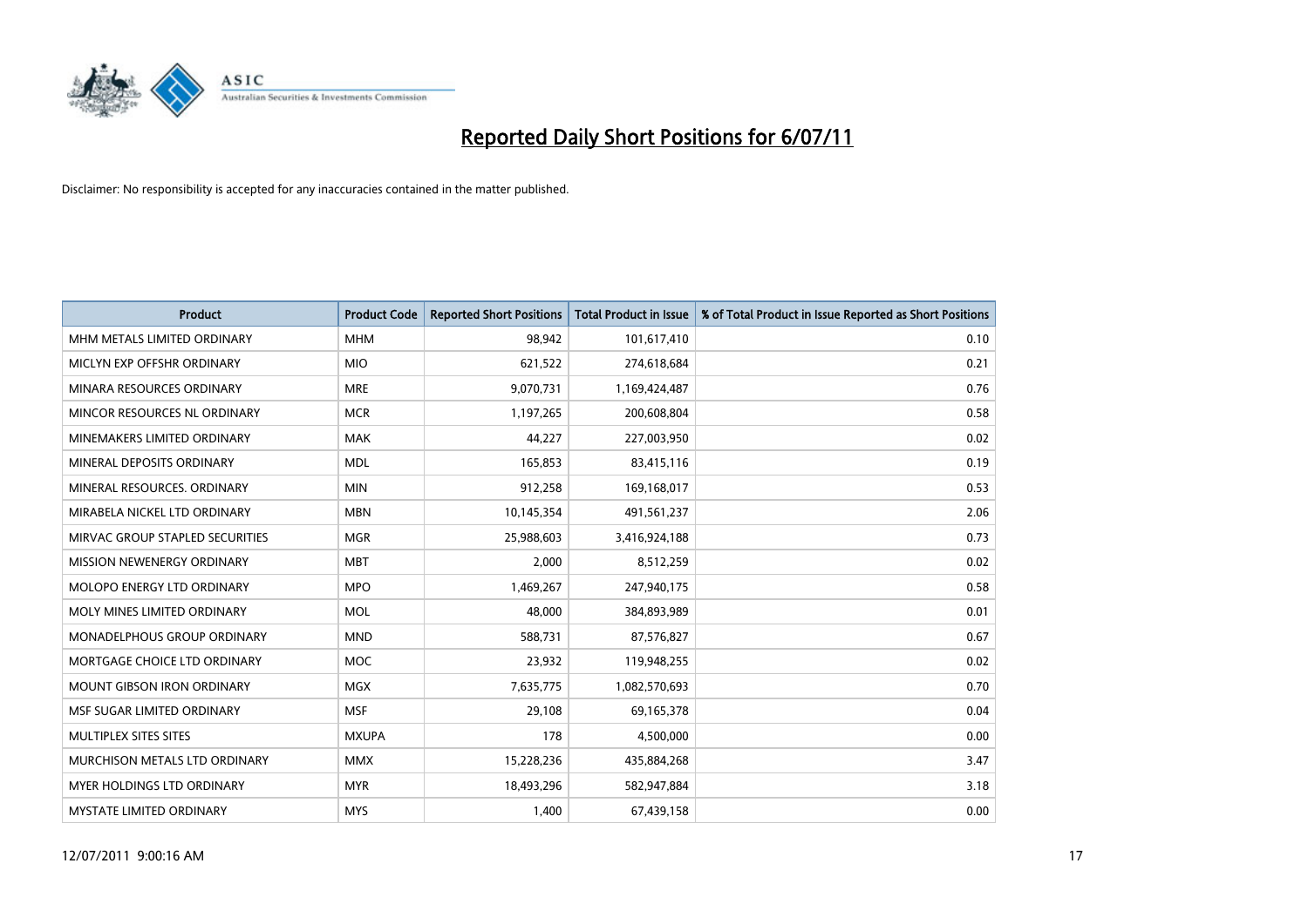# Reported Daily Short Positions for 6/07/11

Disclaimer: No responsibility is accepted for any inaccuracies contained in the matter published.

| Product | Product Code | Reported Short Positions | Total Product in Issue | % of Total Product in Issue Reported as Short Positions |
|---|---|---|---|---|
| MHM METALS LIMITED ORDINARY | MHM | 98,942 | 101,617,410 | 0.10 |
| MICLYN EXP OFFSHR ORDINARY | MIO | 621,522 | 274,618,684 | 0.21 |
| MINARA RESOURCES ORDINARY | MRE | 9,070,731 | 1,169,424,487 | 0.76 |
| MINCOR RESOURCES NL ORDINARY | MCR | 1,197,265 | 200,608,804 | 0.58 |
| MINEMAKERS LIMITED ORDINARY | MAK | 44,227 | 227,003,950 | 0.02 |
| MINERAL DEPOSITS ORDINARY | MDL | 165,853 | 83,415,116 | 0.19 |
| MINERAL RESOURCES. ORDINARY | MIN | 912,258 | 169,168,017 | 0.53 |
| MIRABELA NICKEL LTD ORDINARY | MBN | 10,145,354 | 491,561,237 | 2.06 |
| MIRVAC GROUP STAPLED SECURITIES | MGR | 25,988,603 | 3,416,924,188 | 0.73 |
| MISSION NEWENERGY ORDINARY | MBT | 2,000 | 8,512,259 | 0.02 |
| MOLOPO ENERGY LTD ORDINARY | MPO | 1,469,267 | 247,940,175 | 0.58 |
| MOLY MINES LIMITED ORDINARY | MOL | 48,000 | 384,893,989 | 0.01 |
| MONADELPHOUS GROUP ORDINARY | MND | 588,731 | 87,576,827 | 0.67 |
| MORTGAGE CHOICE LTD ORDINARY | MOC | 23,932 | 119,948,255 | 0.02 |
| MOUNT GIBSON IRON ORDINARY | MGX | 7,635,775 | 1,082,570,693 | 0.70 |
| MSF SUGAR LIMITED ORDINARY | MSF | 29,108 | 69,165,378 | 0.04 |
| MULTIPLEX SITES SITES | MXUPA | 178 | 4,500,000 | 0.00 |
| MURCHISON METALS LTD ORDINARY | MMX | 15,228,236 | 435,884,268 | 3.47 |
| MYER HOLDINGS LTD ORDINARY | MYR | 18,493,296 | 582,947,884 | 3.18 |
| MYSTATE LIMITED ORDINARY | MYS | 1,400 | 67,439,158 | 0.00 |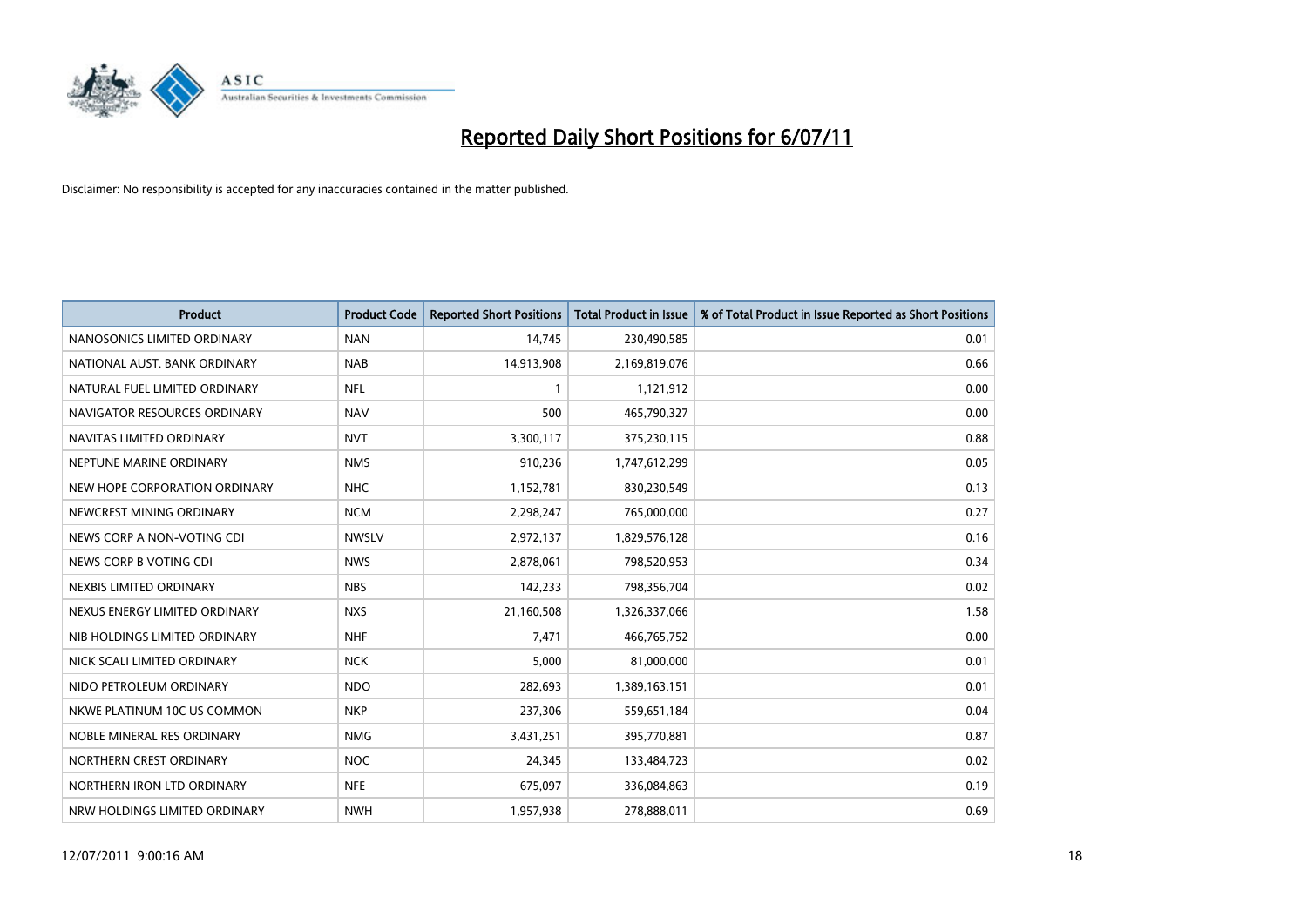# Reported Daily Short Positions for 6/07/11

Disclaimer: No responsibility is accepted for any inaccuracies contained in the matter published.

| Product | Product Code | Reported Short Positions | Total Product in Issue | % of Total Product in Issue Reported as Short Positions |
|---|---|---|---|---|
| NANOSONICS LIMITED ORDINARY | NAN | 14,745 | 230,490,585 | 0.01 |
| NATIONAL AUST. BANK ORDINARY | NAB | 14,913,908 | 2,169,819,076 | 0.66 |
| NATURAL FUEL LIMITED ORDINARY | NFL | 1 | 1,121,912 | 0.00 |
| NAVIGATOR RESOURCES ORDINARY | NAV | 500 | 465,790,327 | 0.00 |
| NAVITAS LIMITED ORDINARY | NVT | 3,300,117 | 375,230,115 | 0.88 |
| NEPTUNE MARINE ORDINARY | NMS | 910,236 | 1,747,612,299 | 0.05 |
| NEW HOPE CORPORATION ORDINARY | NHC | 1,152,781 | 830,230,549 | 0.13 |
| NEWCREST MINING ORDINARY | NCM | 2,298,247 | 765,000,000 | 0.27 |
| NEWS CORP A NON-VOTING CDI | NWSLV | 2,972,137 | 1,829,576,128 | 0.16 |
| NEWS CORP B VOTING CDI | NWS | 2,878,061 | 798,520,953 | 0.34 |
| NEXBIS LIMITED ORDINARY | NBS | 142,233 | 798,356,704 | 0.02 |
| NEXUS ENERGY LIMITED ORDINARY | NXS | 21,160,508 | 1,326,337,066 | 1.58 |
| NIB HOLDINGS LIMITED ORDINARY | NHF | 7,471 | 466,765,752 | 0.00 |
| NICK SCALI LIMITED ORDINARY | NCK | 5,000 | 81,000,000 | 0.01 |
| NIDO PETROLEUM ORDINARY | NDO | 282,693 | 1,389,163,151 | 0.01 |
| NKWE PLATINUM 10C US COMMON | NKP | 237,306 | 559,651,184 | 0.04 |
| NOBLE MINERAL RES ORDINARY | NMG | 3,431,251 | 395,770,881 | 0.87 |
| NORTHERN CREST ORDINARY | NOC | 24,345 | 133,484,723 | 0.02 |
| NORTHERN IRON LTD ORDINARY | NFE | 675,097 | 336,084,863 | 0.19 |
| NRW HOLDINGS LIMITED ORDINARY | NWH | 1,957,938 | 278,888,011 | 0.69 |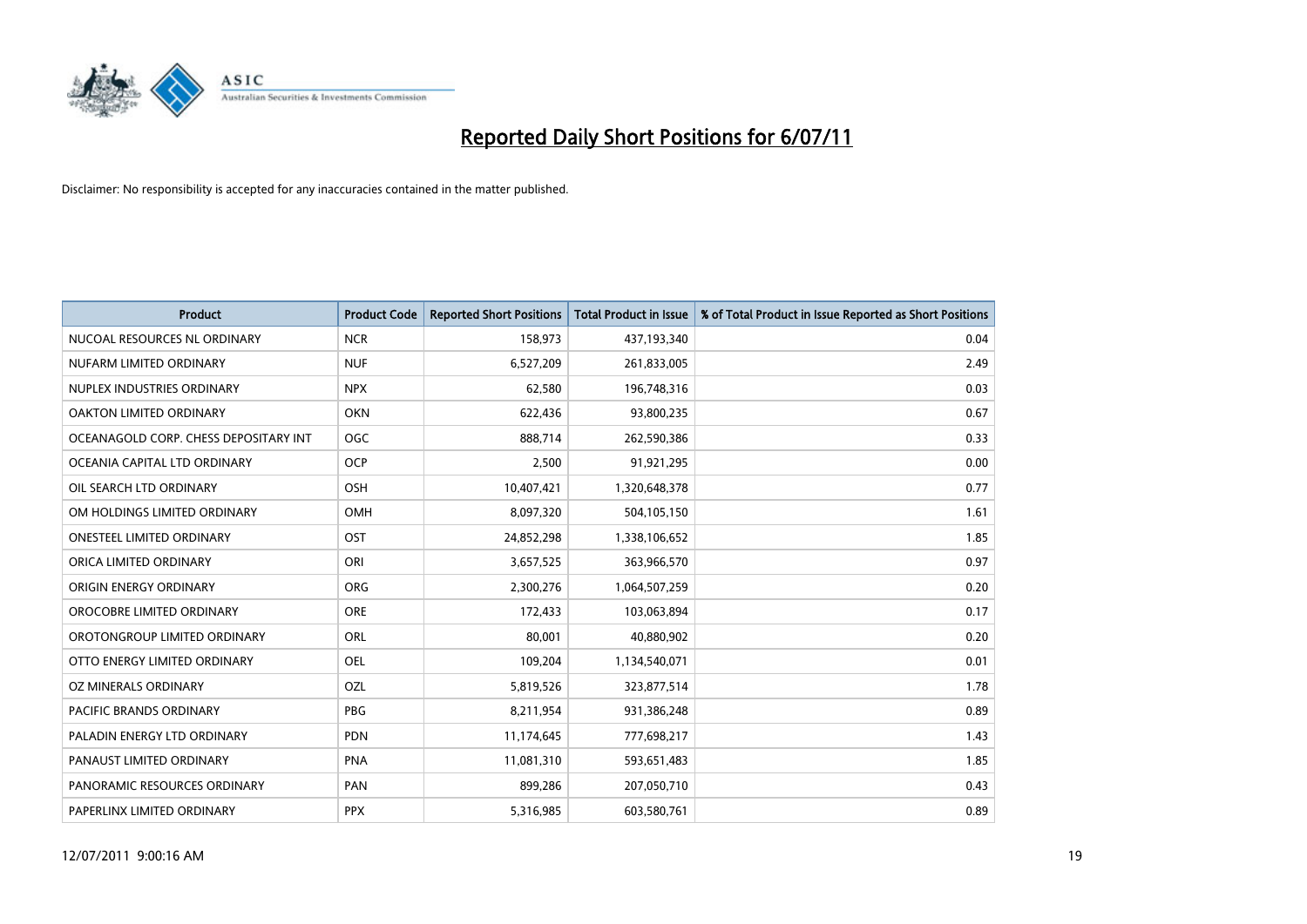# Reported Daily Short Positions for 6/07/11

Disclaimer: No responsibility is accepted for any inaccuracies contained in the matter published.

| Product | Product Code | Reported Short Positions | Total Product in Issue | % of Total Product in Issue Reported as Short Positions |
|---|---|---|---|---|
| NUCOAL RESOURCES NL ORDINARY | NCR | 158,973 | 437,193,340 | 0.04 |
| NUFARM LIMITED ORDINARY | NUF | 6,527,209 | 261,833,005 | 2.49 |
| NUPLEX INDUSTRIES ORDINARY | NPX | 62,580 | 196,748,316 | 0.03 |
| OAKTON LIMITED ORDINARY | OKN | 622,436 | 93,800,235 | 0.67 |
| OCEANAGOLD CORP. CHESS DEPOSITARY INT | OGC | 888,714 | 262,590,386 | 0.33 |
| OCEANIA CAPITAL LTD ORDINARY | OCP | 2,500 | 91,921,295 | 0.00 |
| OIL SEARCH LTD ORDINARY | OSH | 10,407,421 | 1,320,648,378 | 0.77 |
| OM HOLDINGS LIMITED ORDINARY | OMH | 8,097,320 | 504,105,150 | 1.61 |
| ONESTEEL LIMITED ORDINARY | OST | 24,852,298 | 1,338,106,652 | 1.85 |
| ORICA LIMITED ORDINARY | ORI | 3,657,525 | 363,966,570 | 0.97 |
| ORIGIN ENERGY ORDINARY | ORG | 2,300,276 | 1,064,507,259 | 0.20 |
| OROCOBRE LIMITED ORDINARY | ORE | 172,433 | 103,063,894 | 0.17 |
| OROTONGROUP LIMITED ORDINARY | ORL | 80,001 | 40,880,902 | 0.20 |
| OTTO ENERGY LIMITED ORDINARY | OEL | 109,204 | 1,134,540,071 | 0.01 |
| OZ MINERALS ORDINARY | OZL | 5,819,526 | 323,877,514 | 1.78 |
| PACIFIC BRANDS ORDINARY | PBG | 8,211,954 | 931,386,248 | 0.89 |
| PALADIN ENERGY LTD ORDINARY | PDN | 11,174,645 | 777,698,217 | 1.43 |
| PANAUST LIMITED ORDINARY | PNA | 11,081,310 | 593,651,483 | 1.85 |
| PANORAMIC RESOURCES ORDINARY | PAN | 899,286 | 207,050,710 | 0.43 |
| PAPERLINX LIMITED ORDINARY | PPX | 5,316,985 | 603,580,761 | 0.89 |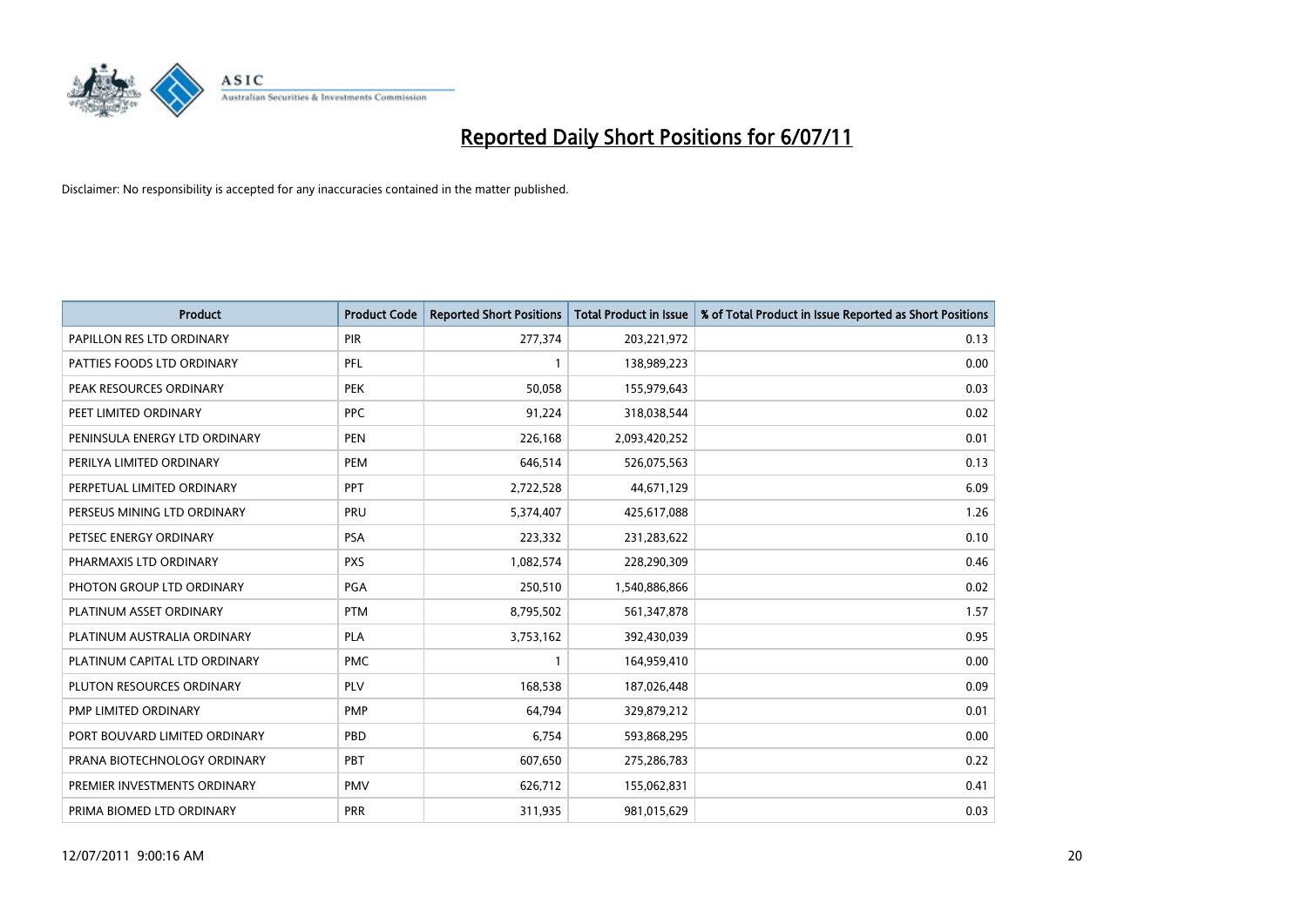# Reported Daily Short Positions for 6/07/11

Disclaimer: No responsibility is accepted for any inaccuracies contained in the matter published.

| Product | Product Code | Reported Short Positions | Total Product in Issue | % of Total Product in Issue Reported as Short Positions |
|---|---|---|---|---|
| PAPILLON RES LTD ORDINARY | PIR | 277,374 | 203,221,972 | 0.13 |
| PATTIES FOODS LTD ORDINARY | PFL | 1 | 138,989,223 | 0.00 |
| PEAK RESOURCES ORDINARY | PEK | 50,058 | 155,979,643 | 0.03 |
| PEET LIMITED ORDINARY | PPC | 91,224 | 318,038,544 | 0.02 |
| PENINSULA ENERGY LTD ORDINARY | PEN | 226,168 | 2,093,420,252 | 0.01 |
| PERILYA LIMITED ORDINARY | PEM | 646,514 | 526,075,563 | 0.13 |
| PERPETUAL LIMITED ORDINARY | PPT | 2,722,528 | 44,671,129 | 6.09 |
| PERSEUS MINING LTD ORDINARY | PRU | 5,374,407 | 425,617,088 | 1.26 |
| PETSEC ENERGY ORDINARY | PSA | 223,332 | 231,283,622 | 0.10 |
| PHARMAXIS LTD ORDINARY | PXS | 1,082,574 | 228,290,309 | 0.46 |
| PHOTON GROUP LTD ORDINARY | PGA | 250,510 | 1,540,886,866 | 0.02 |
| PLATINUM ASSET ORDINARY | PTM | 8,795,502 | 561,347,878 | 1.57 |
| PLATINUM AUSTRALIA ORDINARY | PLA | 3,753,162 | 392,430,039 | 0.95 |
| PLATINUM CAPITAL LTD ORDINARY | PMC | 1 | 164,959,410 | 0.00 |
| PLUTON RESOURCES ORDINARY | PLV | 168,538 | 187,026,448 | 0.09 |
| PMP LIMITED ORDINARY | PMP | 64,794 | 329,879,212 | 0.01 |
| PORT BOUVARD LIMITED ORDINARY | PBD | 6,754 | 593,868,295 | 0.00 |
| PRANA BIOTECHNOLOGY ORDINARY | PBT | 607,650 | 275,286,783 | 0.22 |
| PREMIER INVESTMENTS ORDINARY | PMV | 626,712 | 155,062,831 | 0.41 |
| PRIMA BIOMED LTD ORDINARY | PRR | 311,935 | 981,015,629 | 0.03 |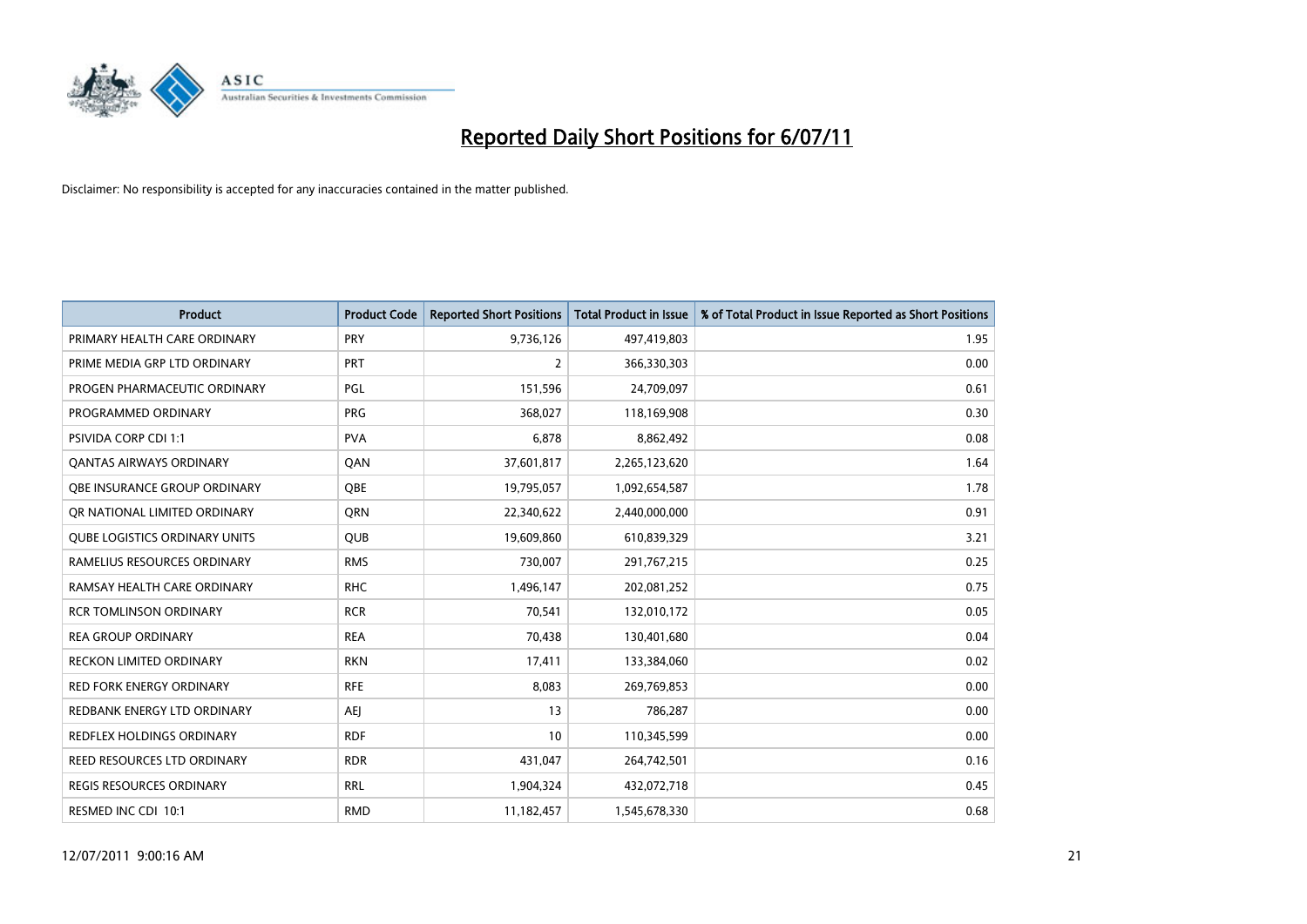# Reported Daily Short Positions for 6/07/11

Disclaimer: No responsibility is accepted for any inaccuracies contained in the matter published.

| Product | Product Code | Reported Short Positions | Total Product in Issue | % of Total Product in Issue Reported as Short Positions |
|---|---|---|---|---|
| PRIMARY HEALTH CARE ORDINARY | PRY | 9,736,126 | 497,419,803 | 1.95 |
| PRIME MEDIA GRP LTD ORDINARY | PRT | 2 | 366,330,303 | 0.00 |
| PROGEN PHARMACEUTIC ORDINARY | PGL | 151,596 | 24,709,097 | 0.61 |
| PROGRAMMED ORDINARY | PRG | 368,027 | 118,169,908 | 0.30 |
| PSIVIDA CORP CDI 1:1 | PVA | 6,878 | 8,862,492 | 0.08 |
| QANTAS AIRWAYS ORDINARY | QAN | 37,601,817 | 2,265,123,620 | 1.64 |
| QBE INSURANCE GROUP ORDINARY | QBE | 19,795,057 | 1,092,654,587 | 1.78 |
| QR NATIONAL LIMITED ORDINARY | QRN | 22,340,622 | 2,440,000,000 | 0.91 |
| QUBE LOGISTICS ORDINARY UNITS | QUB | 19,609,860 | 610,839,329 | 3.21 |
| RAMELIUS RESOURCES ORDINARY | RMS | 730,007 | 291,767,215 | 0.25 |
| RAMSAY HEALTH CARE ORDINARY | RHC | 1,496,147 | 202,081,252 | 0.75 |
| RCR TOMLINSON ORDINARY | RCR | 70,541 | 132,010,172 | 0.05 |
| REA GROUP ORDINARY | REA | 70,438 | 130,401,680 | 0.04 |
| RECKON LIMITED ORDINARY | RKN | 17,411 | 133,384,060 | 0.02 |
| RED FORK ENERGY ORDINARY | RFE | 8,083 | 269,769,853 | 0.00 |
| REDBANK ENERGY LTD ORDINARY | AEJ | 13 | 786,287 | 0.00 |
| REDFLEX HOLDINGS ORDINARY | RDF | 10 | 110,345,599 | 0.00 |
| REED RESOURCES LTD ORDINARY | RDR | 431,047 | 264,742,501 | 0.16 |
| REGIS RESOURCES ORDINARY | RRL | 1,904,324 | 432,072,718 | 0.45 |
| RESMED INC CDI 10:1 | RMD | 11,182,457 | 1,545,678,330 | 0.68 |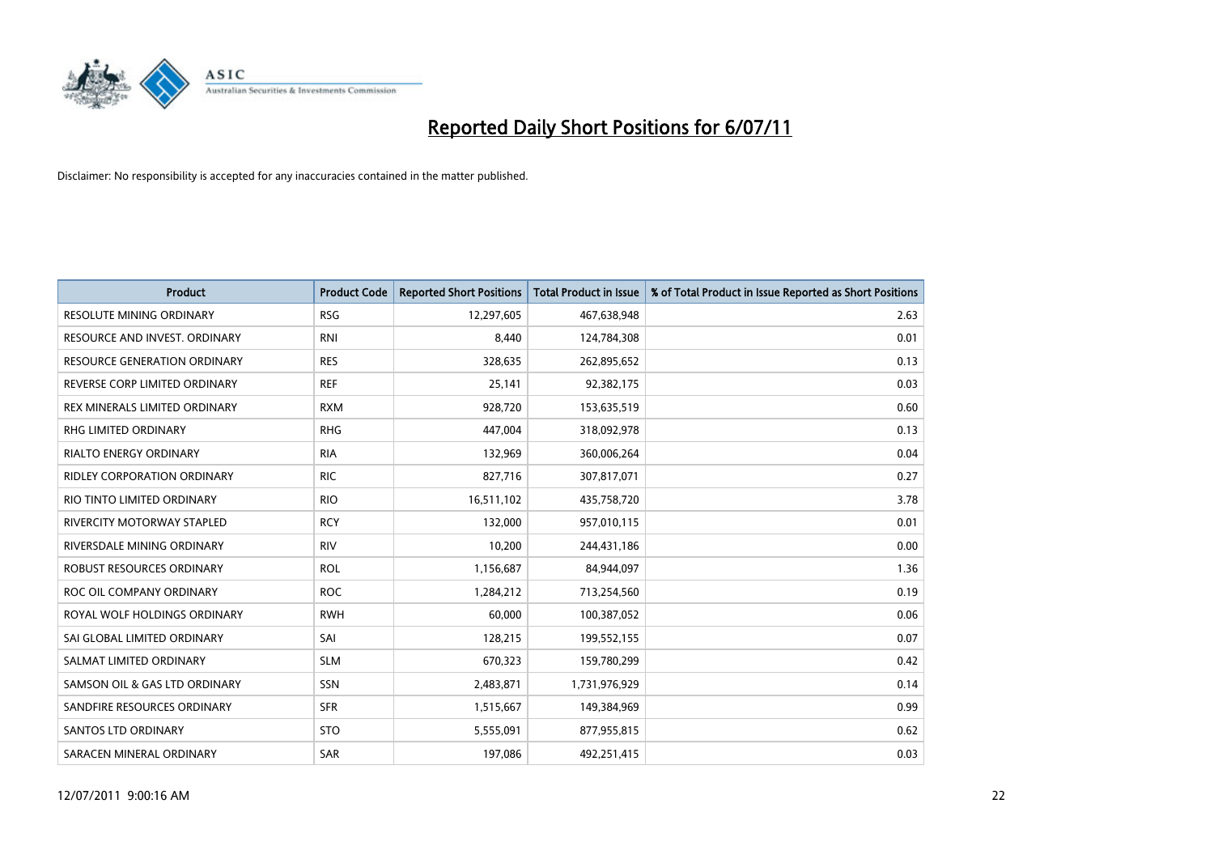# Reported Daily Short Positions for 6/07/11

Disclaimer: No responsibility is accepted for any inaccuracies contained in the matter published.

| Product | Product Code | Reported Short Positions | Total Product in Issue | % of Total Product in Issue Reported as Short Positions |
|---|---|---|---|---|
| RESOLUTE MINING ORDINARY | RSG | 12,297,605 | 467,638,948 | 2.63 |
| RESOURCE AND INVEST. ORDINARY | RNI | 8,440 | 124,784,308 | 0.01 |
| RESOURCE GENERATION ORDINARY | RES | 328,635 | 262,895,652 | 0.13 |
| REVERSE CORP LIMITED ORDINARY | REF | 25,141 | 92,382,175 | 0.03 |
| REX MINERALS LIMITED ORDINARY | RXM | 928,720 | 153,635,519 | 0.60 |
| RHG LIMITED ORDINARY | RHG | 447,004 | 318,092,978 | 0.13 |
| RIALTO ENERGY ORDINARY | RIA | 132,969 | 360,006,264 | 0.04 |
| RIDLEY CORPORATION ORDINARY | RIC | 827,716 | 307,817,071 | 0.27 |
| RIO TINTO LIMITED ORDINARY | RIO | 16,511,102 | 435,758,720 | 3.78 |
| RIVERCITY MOTORWAY STAPLED | RCY | 132,000 | 957,010,115 | 0.01 |
| RIVERSDALE MINING ORDINARY | RIV | 10,200 | 244,431,186 | 0.00 |
| ROBUST RESOURCES ORDINARY | ROL | 1,156,687 | 84,944,097 | 1.36 |
| ROC OIL COMPANY ORDINARY | ROC | 1,284,212 | 713,254,560 | 0.19 |
| ROYAL WOLF HOLDINGS ORDINARY | RWH | 60,000 | 100,387,052 | 0.06 |
| SAI GLOBAL LIMITED ORDINARY | SAI | 128,215 | 199,552,155 | 0.07 |
| SALMAT LIMITED ORDINARY | SLM | 670,323 | 159,780,299 | 0.42 |
| SAMSON OIL & GAS LTD ORDINARY | SSN | 2,483,871 | 1,731,976,929 | 0.14 |
| SANDFIRE RESOURCES ORDINARY | SFR | 1,515,667 | 149,384,969 | 0.99 |
| SANTOS LTD ORDINARY | STO | 5,555,091 | 877,955,815 | 0.62 |
| SARACEN MINERAL ORDINARY | SAR | 197,086 | 492,251,415 | 0.03 |

12/07/2011 9:00:16 AM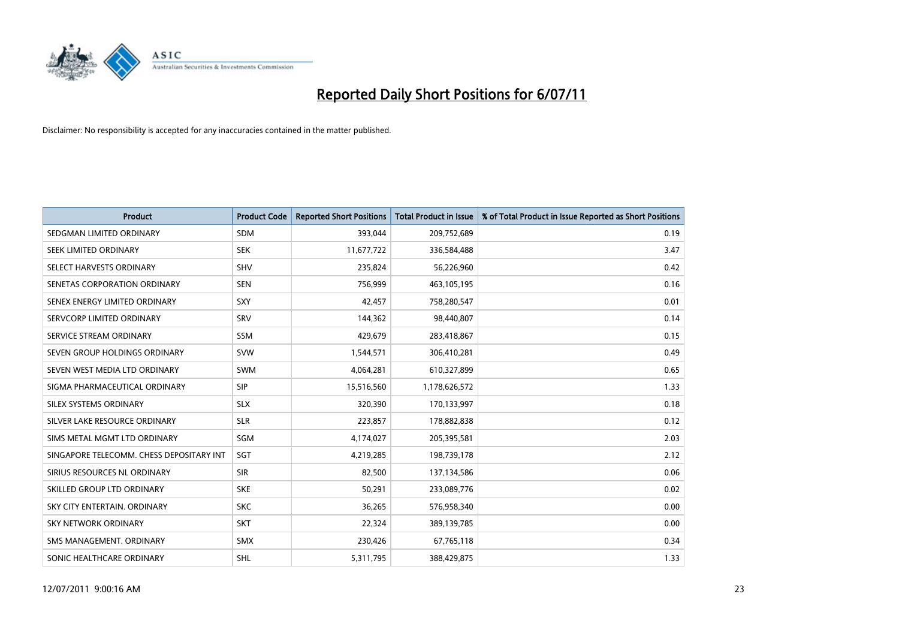# Reported Daily Short Positions for 6/07/11

Disclaimer: No responsibility is accepted for any inaccuracies contained in the matter published.

| Product | Product Code | Reported Short Positions | Total Product in Issue | % of Total Product in Issue Reported as Short Positions |
|---|---|---|---|---|
| SEDGMAN LIMITED ORDINARY | SDM | 393,044 | 209,752,689 | 0.19 |
| SEEK LIMITED ORDINARY | SEK | 11,677,722 | 336,584,488 | 3.47 |
| SELECT HARVESTS ORDINARY | SHV | 235,824 | 56,226,960 | 0.42 |
| SENETAS CORPORATION ORDINARY | SEN | 756,999 | 463,105,195 | 0.16 |
| SENEX ENERGY LIMITED ORDINARY | SXY | 42,457 | 758,280,547 | 0.01 |
| SERVCORP LIMITED ORDINARY | SRV | 144,362 | 98,440,807 | 0.14 |
| SERVICE STREAM ORDINARY | SSM | 429,679 | 283,418,867 | 0.15 |
| SEVEN GROUP HOLDINGS ORDINARY | SVW | 1,544,571 | 306,410,281 | 0.49 |
| SEVEN WEST MEDIA LTD ORDINARY | SWM | 4,064,281 | 610,327,899 | 0.65 |
| SIGMA PHARMACEUTICAL ORDINARY | SIP | 15,516,560 | 1,178,626,572 | 1.33 |
| SILEX SYSTEMS ORDINARY | SLX | 320,390 | 170,133,997 | 0.18 |
| SILVER LAKE RESOURCE ORDINARY | SLR | 223,857 | 178,882,838 | 0.12 |
| SIMS METAL MGMT LTD ORDINARY | SGM | 4,174,027 | 205,395,581 | 2.03 |
| SINGAPORE TELECOMM. CHESS DEPOSITARY INT | SGT | 4,219,285 | 198,739,178 | 2.12 |
| SIRIUS RESOURCES NL ORDINARY | SIR | 82,500 | 137,134,586 | 0.06 |
| SKILLED GROUP LTD ORDINARY | SKE | 50,291 | 233,089,776 | 0.02 |
| SKY CITY ENTERTAIN. ORDINARY | SKC | 36,265 | 576,958,340 | 0.00 |
| SKY NETWORK ORDINARY | SKT | 22,324 | 389,139,785 | 0.00 |
| SMS MANAGEMENT. ORDINARY | SMX | 230,426 | 67,765,118 | 0.34 |
| SONIC HEALTHCARE ORDINARY | SHL | 5,311,795 | 388,429,875 | 1.33 |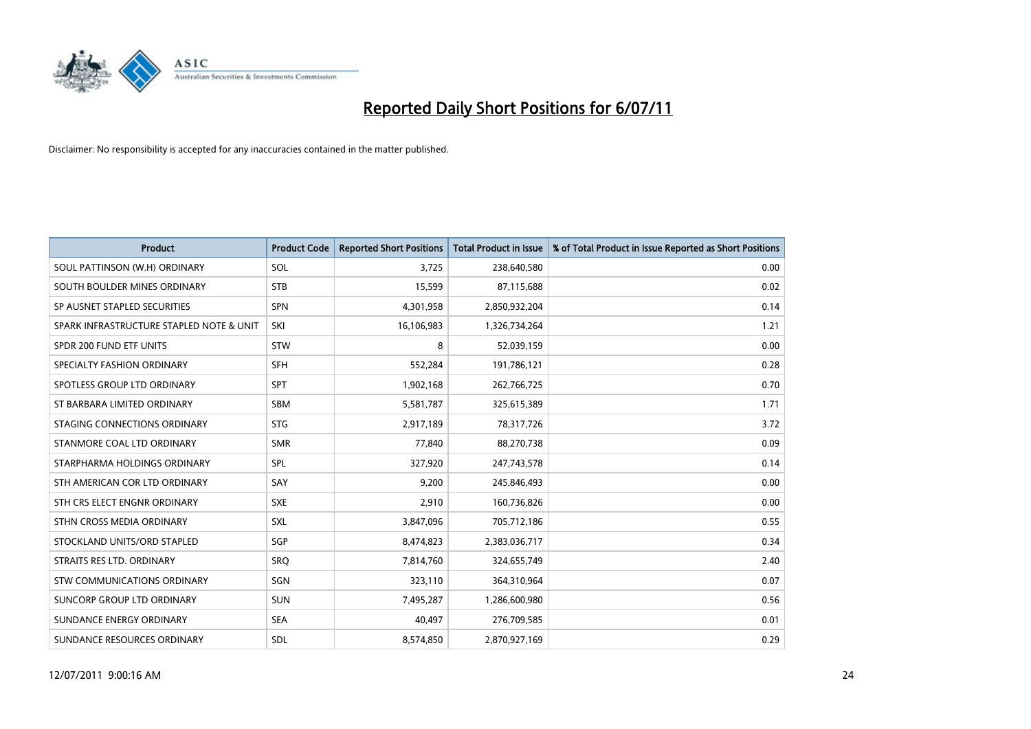# Reported Daily Short Positions for 6/07/11

Disclaimer: No responsibility is accepted for any inaccuracies contained in the matter published.

| Product | Product Code | Reported Short Positions | Total Product in Issue | % of Total Product in Issue Reported as Short Positions |
|---|---|---|---|---|
| SOUL PATTINSON (W.H) ORDINARY | SOL | 3,725 | 238,640,580 | 0.00 |
| SOUTH BOULDER MINES ORDINARY | STB | 15,599 | 87,115,688 | 0.02 |
| SP AUSNET STAPLED SECURITIES | SPN | 4,301,958 | 2,850,932,204 | 0.14 |
| SPARK INFRASTRUCTURE STAPLED NOTE & UNIT | SKI | 16,106,983 | 1,326,734,264 | 1.21 |
| SPDR 200 FUND ETF UNITS | STW | 8 | 52,039,159 | 0.00 |
| SPECIALTY FASHION ORDINARY | SFH | 552,284 | 191,786,121 | 0.28 |
| SPOTLESS GROUP LTD ORDINARY | SPT | 1,902,168 | 262,766,725 | 0.70 |
| ST BARBARA LIMITED ORDINARY | SBM | 5,581,787 | 325,615,389 | 1.71 |
| STAGING CONNECTIONS ORDINARY | STG | 2,917,189 | 78,317,726 | 3.72 |
| STANMORE COAL LTD ORDINARY | SMR | 77,840 | 88,270,738 | 0.09 |
| STARPHARMA HOLDINGS ORDINARY | SPL | 327,920 | 247,743,578 | 0.14 |
| STH AMERICAN COR LTD ORDINARY | SAY | 9,200 | 245,846,493 | 0.00 |
| STH CRS ELECT ENGNR ORDINARY | SXE | 2,910 | 160,736,826 | 0.00 |
| STHN CROSS MEDIA ORDINARY | SXL | 3,847,096 | 705,712,186 | 0.55 |
| STOCKLAND UNITS/ORD STAPLED | SGP | 8,474,823 | 2,383,036,717 | 0.34 |
| STRAITS RES LTD. ORDINARY | SRQ | 7,814,760 | 324,655,749 | 2.40 |
| STW COMMUNICATIONS ORDINARY | SGN | 323,110 | 364,310,964 | 0.07 |
| SUNCORP GROUP LTD ORDINARY | SUN | 7,495,287 | 1,286,600,980 | 0.56 |
| SUNDANCE ENERGY ORDINARY | SEA | 40,497 | 276,709,585 | 0.01 |
| SUNDANCE RESOURCES ORDINARY | SDL | 8,574,850 | 2,870,927,169 | 0.29 |

12/07/2011 9:00:16 AM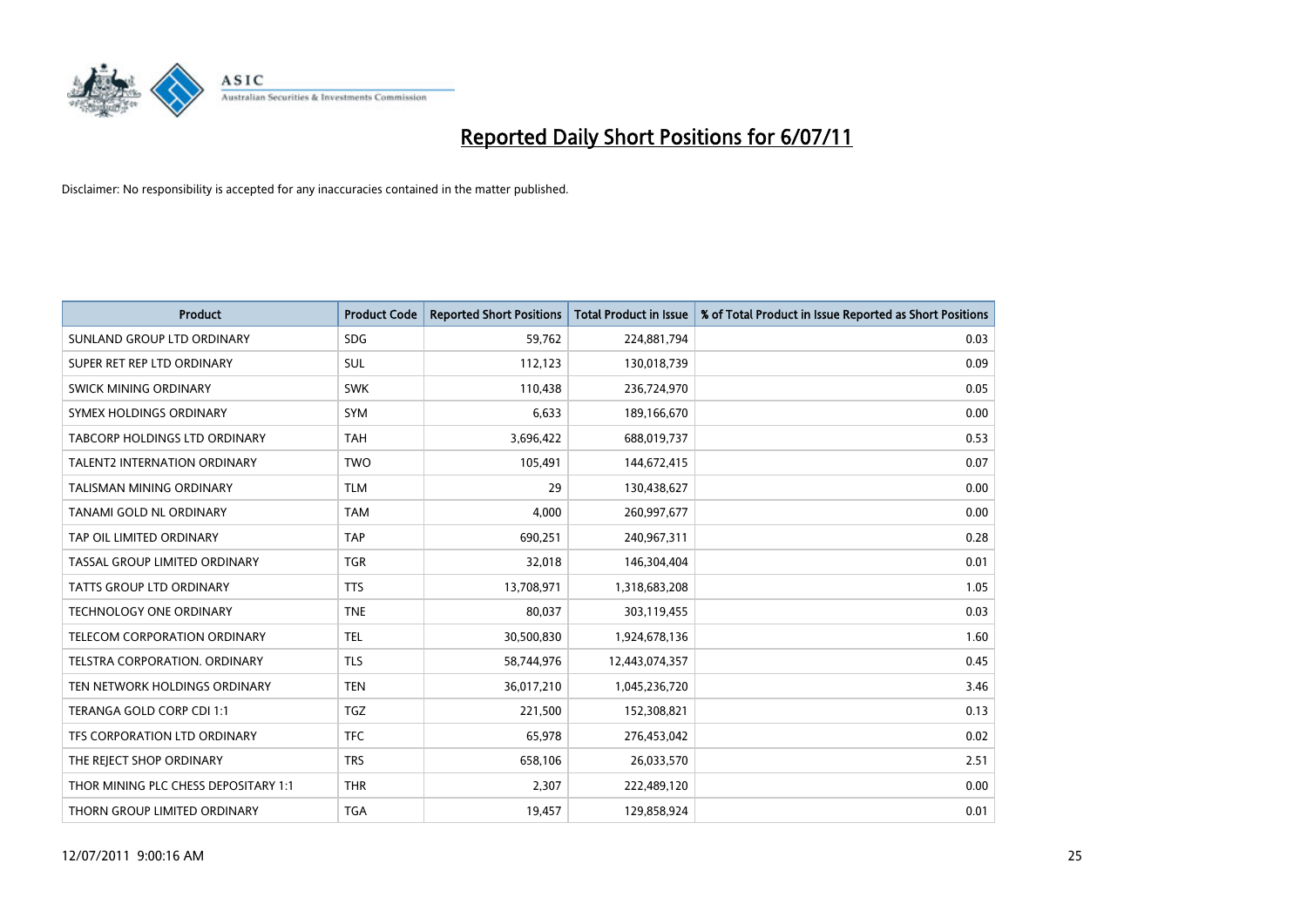# Reported Daily Short Positions for 6/07/11

Disclaimer: No responsibility is accepted for any inaccuracies contained in the matter published.

| Product | Product Code | Reported Short Positions | Total Product in Issue | % of Total Product in Issue Reported as Short Positions |
|---|---|---|---|---|
| SUNLAND GROUP LTD ORDINARY | SDG | 59,762 | 224,881,794 | 0.03 |
| SUPER RET REP LTD ORDINARY | SUL | 112,123 | 130,018,739 | 0.09 |
| SWICK MINING ORDINARY | SWK | 110,438 | 236,724,970 | 0.05 |
| SYMEX HOLDINGS ORDINARY | SYM | 6,633 | 189,166,670 | 0.00 |
| TABCORP HOLDINGS LTD ORDINARY | TAH | 3,696,422 | 688,019,737 | 0.53 |
| TALENT2 INTERNATION ORDINARY | TWO | 105,491 | 144,672,415 | 0.07 |
| TALISMAN MINING ORDINARY | TLM | 29 | 130,438,627 | 0.00 |
| TANAMI GOLD NL ORDINARY | TAM | 4,000 | 260,997,677 | 0.00 |
| TAP OIL LIMITED ORDINARY | TAP | 690,251 | 240,967,311 | 0.28 |
| TASSAL GROUP LIMITED ORDINARY | TGR | 32,018 | 146,304,404 | 0.01 |
| TATTS GROUP LTD ORDINARY | TTS | 13,708,971 | 1,318,683,208 | 1.05 |
| TECHNOLOGY ONE ORDINARY | TNE | 80,037 | 303,119,455 | 0.03 |
| TELECOM CORPORATION ORDINARY | TEL | 30,500,830 | 1,924,678,136 | 1.60 |
| TELSTRA CORPORATION. ORDINARY | TLS | 58,744,976 | 12,443,074,357 | 0.45 |
| TEN NETWORK HOLDINGS ORDINARY | TEN | 36,017,210 | 1,045,236,720 | 3.46 |
| TERANGA GOLD CORP CDI 1:1 | TGZ | 221,500 | 152,308,821 | 0.13 |
| TFS CORPORATION LTD ORDINARY | TFC | 65,978 | 276,453,042 | 0.02 |
| THE REJECT SHOP ORDINARY | TRS | 658,106 | 26,033,570 | 2.51 |
| THOR MINING PLC CHESS DEPOSITARY 1:1 | THR | 2,307 | 222,489,120 | 0.00 |
| THORN GROUP LIMITED ORDINARY | TGA | 19,457 | 129,858,924 | 0.01 |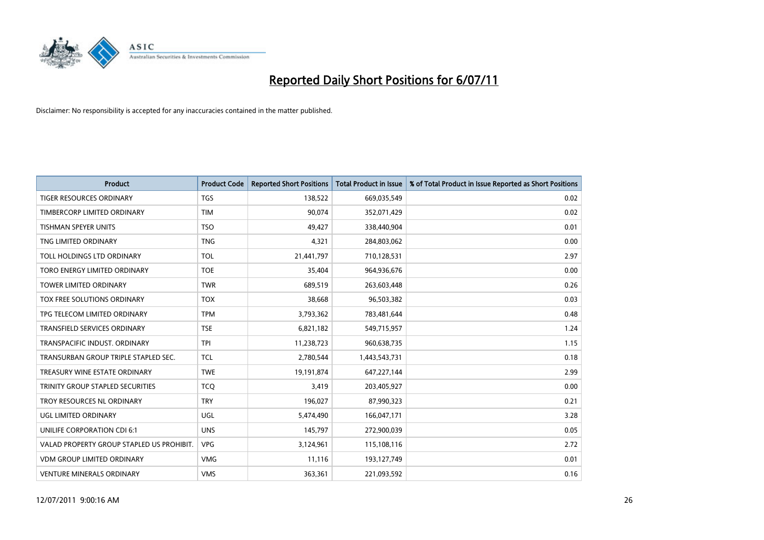# Reported Daily Short Positions for 6/07/11

Disclaimer: No responsibility is accepted for any inaccuracies contained in the matter published.

| Product | Product Code | Reported Short Positions | Total Product in Issue | % of Total Product in Issue Reported as Short Positions |
|---|---|---|---|---|
| TIGER RESOURCES ORDINARY | TGS | 138,522 | 669,035,549 | 0.02 |
| TIMBERCORP LIMITED ORDINARY | TIM | 90,074 | 352,071,429 | 0.02 |
| TISHMAN SPEYER UNITS | TSO | 49,427 | 338,440,904 | 0.01 |
| TNG LIMITED ORDINARY | TNG | 4,321 | 284,803,062 | 0.00 |
| TOLL HOLDINGS LTD ORDINARY | TOL | 21,441,797 | 710,128,531 | 2.97 |
| TORO ENERGY LIMITED ORDINARY | TOE | 35,404 | 964,936,676 | 0.00 |
| TOWER LIMITED ORDINARY | TWR | 689,519 | 263,603,448 | 0.26 |
| TOX FREE SOLUTIONS ORDINARY | TOX | 38,668 | 96,503,382 | 0.03 |
| TPG TELECOM LIMITED ORDINARY | TPM | 3,793,362 | 783,481,644 | 0.48 |
| TRANSFIELD SERVICES ORDINARY | TSE | 6,821,182 | 549,715,957 | 1.24 |
| TRANSPACIFIC INDUST. ORDINARY | TPI | 11,238,723 | 960,638,735 | 1.15 |
| TRANSURBAN GROUP TRIPLE STAPLED SEC. | TCL | 2,780,544 | 1,443,543,731 | 0.18 |
| TREASURY WINE ESTATE ORDINARY | TWE | 19,191,874 | 647,227,144 | 2.99 |
| TRINITY GROUP STAPLED SECURITIES | TCQ | 3,419 | 203,405,927 | 0.00 |
| TROY RESOURCES NL ORDINARY | TRY | 196,027 | 87,990,323 | 0.21 |
| UGL LIMITED ORDINARY | UGL | 5,474,490 | 166,047,171 | 3.28 |
| UNILIFE CORPORATION CDI 6:1 | UNS | 145,797 | 272,900,039 | 0.05 |
| VALAD PROPERTY GROUP STAPLED US PROHIBIT. | VPG | 3,124,961 | 115,108,116 | 2.72 |
| VDM GROUP LIMITED ORDINARY | VMG | 11,116 | 193,127,749 | 0.01 |
| VENTURE MINERALS ORDINARY | VMS | 363,361 | 221,093,592 | 0.16 |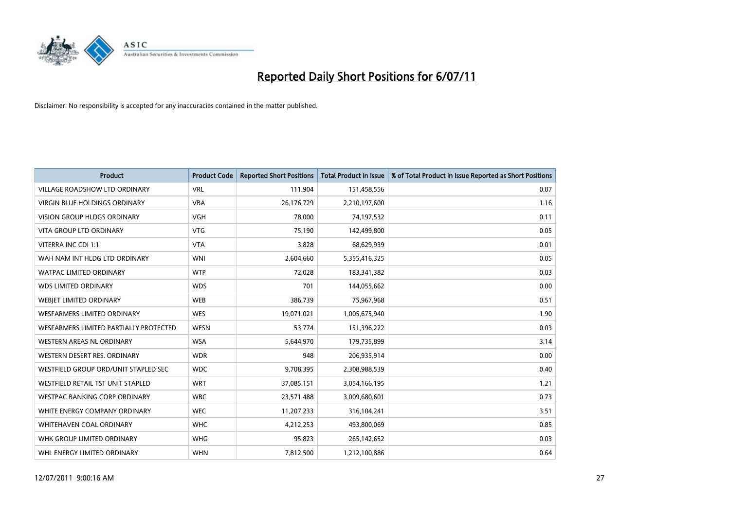# Reported Daily Short Positions for 6/07/11

Disclaimer: No responsibility is accepted for any inaccuracies contained in the matter published.

| Product | Product Code | Reported Short Positions | Total Product in Issue | % of Total Product in Issue Reported as Short Positions |
|---|---|---|---|---|
| VILLAGE ROADSHOW LTD ORDINARY | VRL | 111,904 | 151,458,556 | 0.07 |
| VIRGIN BLUE HOLDINGS ORDINARY | VBA | 26,176,729 | 2,210,197,600 | 1.16 |
| VISION GROUP HLDGS ORDINARY | VGH | 78,000 | 74,197,532 | 0.11 |
| VITA GROUP LTD ORDINARY | VTG | 75,190 | 142,499,800 | 0.05 |
| VITERRA INC CDI 1:1 | VTA | 3,828 | 68,629,939 | 0.01 |
| WAH NAM INT HLDG LTD ORDINARY | WNI | 2,604,660 | 5,355,416,325 | 0.05 |
| WATPAC LIMITED ORDINARY | WTP | 72,028 | 183,341,382 | 0.03 |
| WDS LIMITED ORDINARY | WDS | 701 | 144,055,662 | 0.00 |
| WEBJET LIMITED ORDINARY | WEB | 386,739 | 75,967,968 | 0.51 |
| WESFARMERS LIMITED ORDINARY | WES | 19,071,021 | 1,005,675,940 | 1.90 |
| WESFARMERS LIMITED PARTIALLY PROTECTED | WESN | 53,774 | 151,396,222 | 0.03 |
| WESTERN AREAS NL ORDINARY | WSA | 5,644,970 | 179,735,899 | 3.14 |
| WESTERN DESERT RES. ORDINARY | WDR | 948 | 206,935,914 | 0.00 |
| WESTFIELD GROUP ORD/UNIT STAPLED SEC | WDC | 9,708,395 | 2,308,988,539 | 0.40 |
| WESTFIELD RETAIL TST UNIT STAPLED | WRT | 37,085,151 | 3,054,166,195 | 1.21 |
| WESTPAC BANKING CORP ORDINARY | WBC | 23,571,488 | 3,009,680,601 | 0.73 |
| WHITE ENERGY COMPANY ORDINARY | WEC | 11,207,233 | 316,104,241 | 3.51 |
| WHITEHAVEN COAL ORDINARY | WHC | 4,212,253 | 493,800,069 | 0.85 |
| WHK GROUP LIMITED ORDINARY | WHG | 95,823 | 265,142,652 | 0.03 |
| WHL ENERGY LIMITED ORDINARY | WHN | 7,812,500 | 1,212,100,886 | 0.64 |

12/07/2011 9:00:16 AM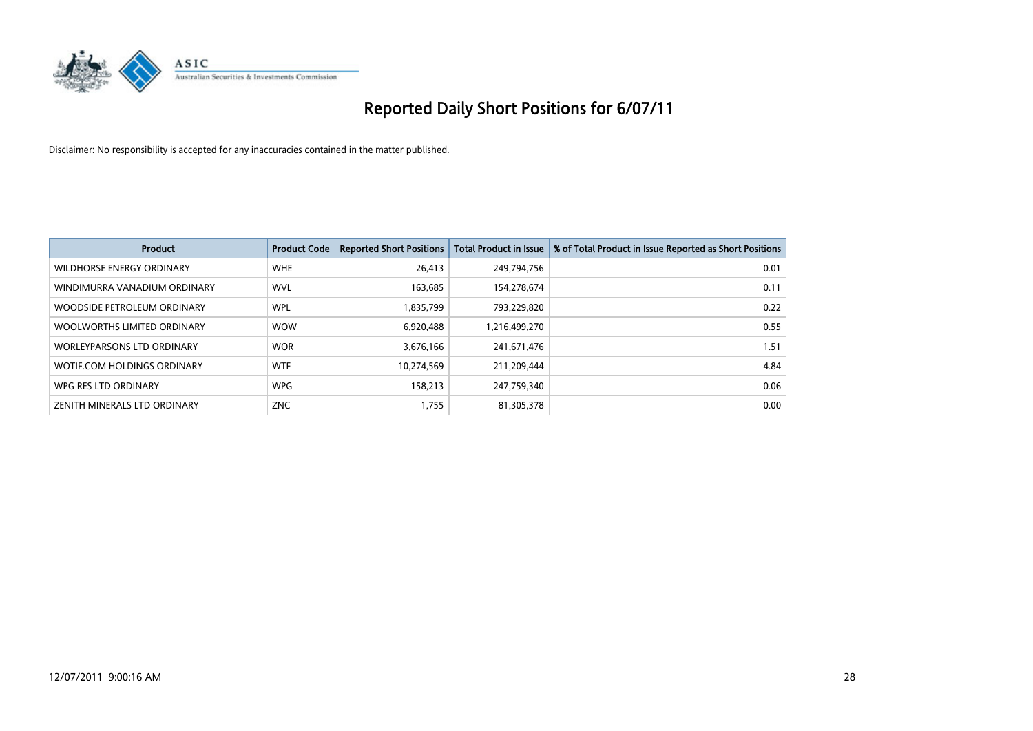# Reported Daily Short Positions for 6/07/11

Disclaimer: No responsibility is accepted for any inaccuracies contained in the matter published.

| Product | Product Code | Reported Short Positions | Total Product in Issue | % of Total Product in Issue Reported as Short Positions |
|---|---|---|---|---|
| WILDHORSE ENERGY ORDINARY | WHE | 26,413 | 249,794,756 | 0.01 |
| WINDIMURRA VANADIUM ORDINARY | WVL | 163,685 | 154,278,674 | 0.11 |
| WOODSIDE PETROLEUM ORDINARY | WPL | 1,835,799 | 793,229,820 | 0.22 |
| WOOLWORTHS LIMITED ORDINARY | WOW | 6,920,488 | 1,216,499,270 | 0.55 |
| WORLEYPARSONS LTD ORDINARY | WOR | 3,676,166 | 241,671,476 | 1.51 |
| WOTIF.COM HOLDINGS ORDINARY | WTF | 10,274,569 | 211,209,444 | 4.84 |
| WPG RES LTD ORDINARY | WPG | 158,213 | 247,759,340 | 0.06 |
| ZENITH MINERALS LTD ORDINARY | ZNC | 1,755 | 81,305,378 | 0.00 |